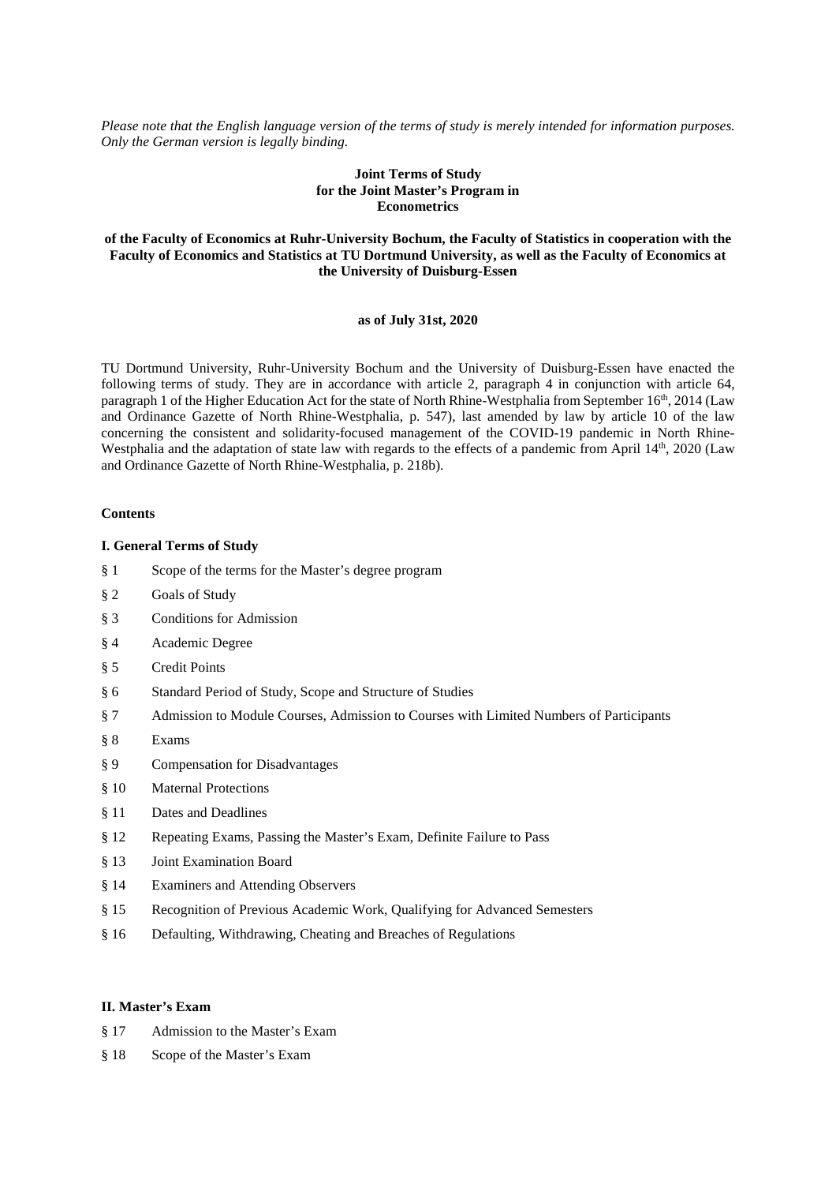*Please note that the English language version of the terms of study is merely intended for information purposes. Only the German version is legally binding.*

**Joint Terms of Study**
**for the Joint Master's Program in**
**Econometrics**

**of the Faculty of Economics at Ruhr-University Bochum, the Faculty of Statistics in cooperation with the Faculty of Economics and Statistics at TU Dortmund University, as well as the Faculty of Economics at the University of Duisburg-Essen**

**as of July 31st, 2020**

TU Dortmund University, Ruhr-University Bochum and the University of Duisburg-Essen have enacted the following terms of study. They are in accordance with article 2, paragraph 4 in conjunction with article 64, paragraph 1 of the Higher Education Act for the state of North Rhine-Westphalia from September 16th, 2014 (Law and Ordinance Gazette of North Rhine-Westphalia, p. 547), last amended by law by article 10 of the law concerning the consistent and solidarity-focused management of the COVID-19 pandemic in North Rhine-Westphalia and the adaptation of state law with regards to the effects of a pandemic from April 14th, 2020 (Law and Ordinance Gazette of North Rhine-Westphalia, p. 218b).

**Contents**

**I. General Terms of Study**

§ 1 Scope of the terms for the Master's degree program

§ 2 Goals of Study

§ 3 Conditions for Admission

§ 4 Academic Degree

§ 5 Credit Points

§ 6 Standard Period of Study, Scope and Structure of Studies

§ 7 Admission to Module Courses, Admission to Courses with Limited Numbers of Participants

§ 8 Exams

§ 9 Compensation for Disadvantages

§ 10 Maternal Protections

§ 11 Dates and Deadlines

§ 12 Repeating Exams, Passing the Master's Exam, Definite Failure to Pass

§ 13 Joint Examination Board

§ 14 Examiners and Attending Observers

§ 15 Recognition of Previous Academic Work, Qualifying for Advanced Semesters

§ 16 Defaulting, Withdrawing, Cheating and Breaches of Regulations

**II. Master's Exam**

§ 17 Admission to the Master's Exam

§ 18 Scope of the Master's Exam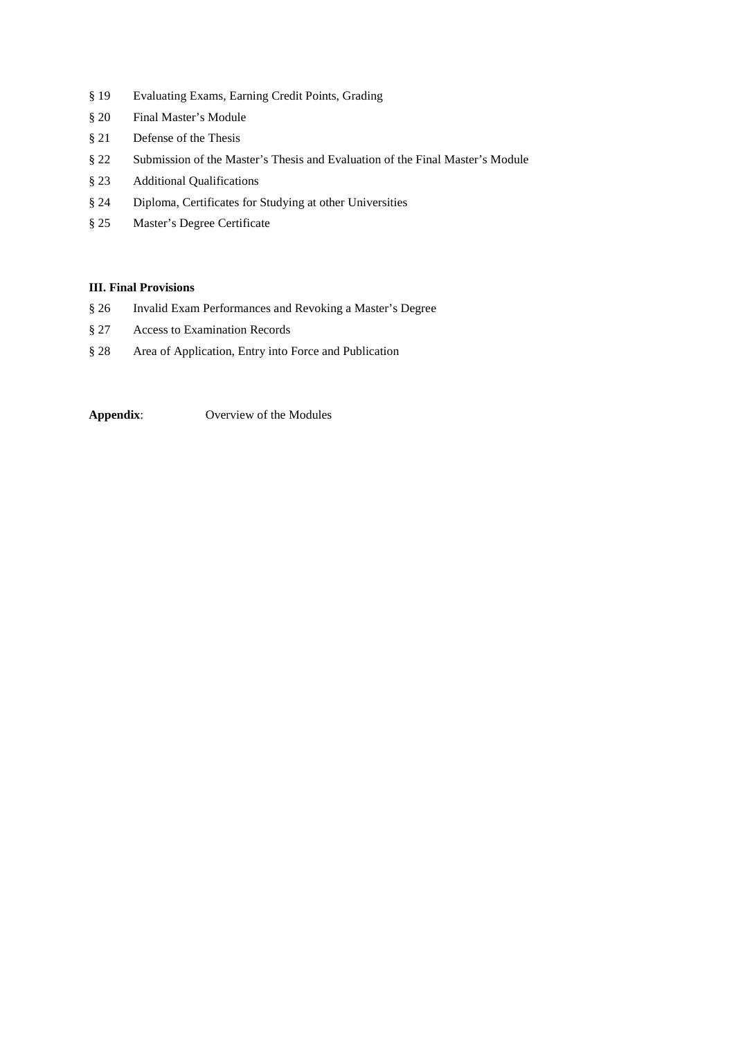§ 19 Evaluating Exams, Earning Credit Points, Grading

§ 20 Final Master's Module

§ 21 Defense of the Thesis

§ 22 Submission of the Master's Thesis and Evaluation of the Final Master's Module

§ 23 Additional Qualifications

§ 24 Diploma, Certificates for Studying at other Universities

§ 25 Master's Degree Certificate

**III. Final Provisions**

§ 26 Invalid Exam Performances and Revoking a Master's Degree

§ 27 Access to Examination Records

§ 28 Area of Application, Entry into Force and Publication

**Appendix**: Overview of the Modules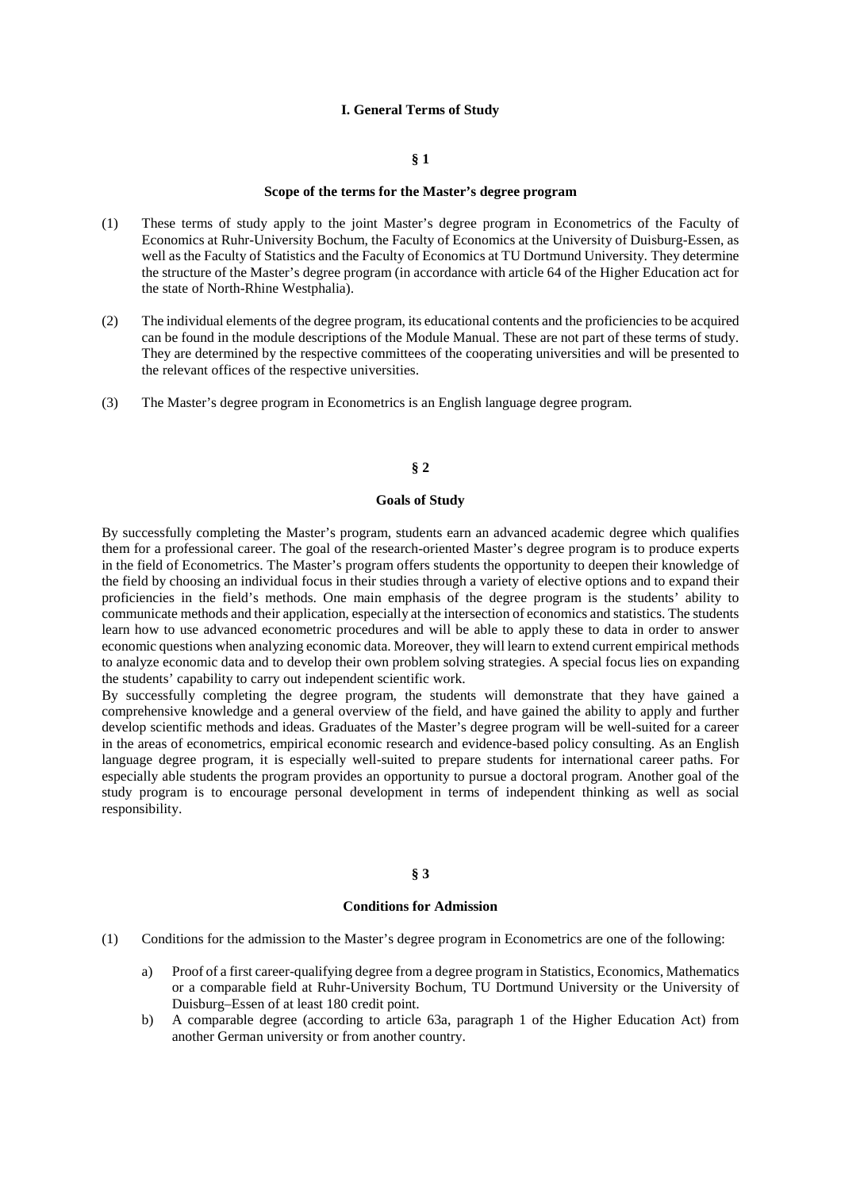# I. General Terms of Study

## § 1

### Scope of the terms for the Master's degree program

(1) These terms of study apply to the joint Master's degree program in Econometrics of the Faculty of Economics at Ruhr-University Bochum, the Faculty of Economics at the University of Duisburg-Essen, as well as the Faculty of Statistics and the Faculty of Economics at TU Dortmund University. They determine the structure of the Master's degree program (in accordance with article 64 of the Higher Education act for the state of North-Rhine Westphalia).

(2) The individual elements of the degree program, its educational contents and the proficiencies to be acquired can be found in the module descriptions of the Module Manual. These are not part of these terms of study. They are determined by the respective committees of the cooperating universities and will be presented to the relevant offices of the respective universities.

(3) The Master's degree program in Econometrics is an English language degree program.

## § 2

### Goals of Study

By successfully completing the Master's program, students earn an advanced academic degree which qualifies them for a professional career. The goal of the research-oriented Master's degree program is to produce experts in the field of Econometrics. The Master's program offers students the opportunity to deepen their knowledge of the field by choosing an individual focus in their studies through a variety of elective options and to expand their proficiencies in the field's methods. One main emphasis of the degree program is the students' ability to communicate methods and their application, especially at the intersection of economics and statistics. The students learn how to use advanced econometric procedures and will be able to apply these to data in order to answer economic questions when analyzing economic data. Moreover, they will learn to extend current empirical methods to analyze economic data and to develop their own problem solving strategies. A special focus lies on expanding the students' capability to carry out independent scientific work.

By successfully completing the degree program, the students will demonstrate that they have gained a comprehensive knowledge and a general overview of the field, and have gained the ability to apply and further develop scientific methods and ideas. Graduates of the Master's degree program will be well-suited for a career in the areas of econometrics, empirical economic research and evidence-based policy consulting. As an English language degree program, it is especially well-suited to prepare students for international career paths. For especially able students the program provides an opportunity to pursue a doctoral program. Another goal of the study program is to encourage personal development in terms of independent thinking as well as social responsibility.

## § 3

### Conditions for Admission

(1) Conditions for the admission to the Master's degree program in Econometrics are one of the following:

a) Proof of a first career-qualifying degree from a degree program in Statistics, Economics, Mathematics or a comparable field at Ruhr-University Bochum, TU Dortmund University or the University of Duisburg–Essen of at least 180 credit point.

b) A comparable degree (according to article 63a, paragraph 1 of the Higher Education Act) from another German university or from another country.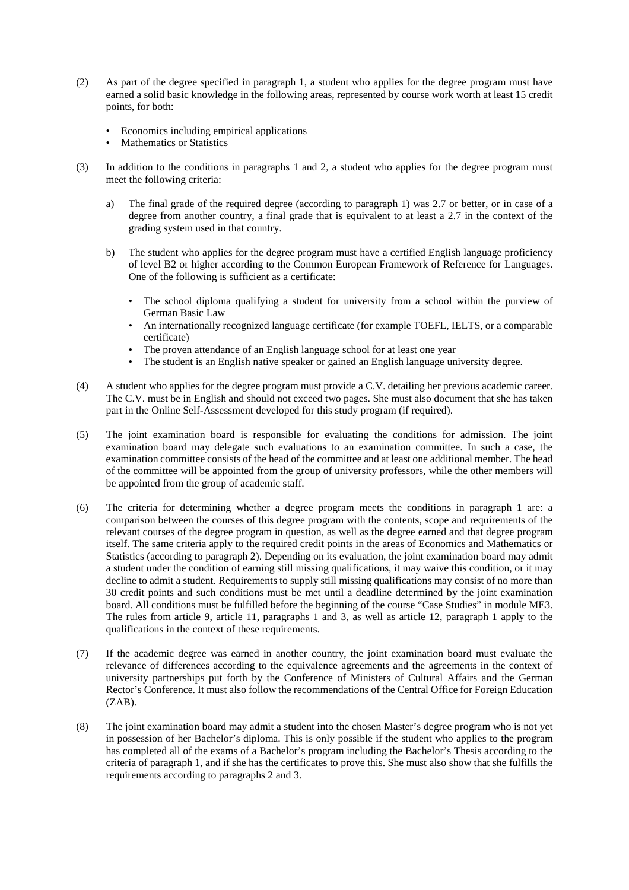(2) As part of the degree specified in paragraph 1, a student who applies for the degree program must have earned a solid basic knowledge in the following areas, represented by course work worth at least 15 credit points, for both:

- Economics including empirical applications
- Mathematics or Statistics

(3) In addition to the conditions in paragraphs 1 and 2, a student who applies for the degree program must meet the following criteria:

a) The final grade of the required degree (according to paragraph 1) was 2.7 or better, or in case of a degree from another country, a final grade that is equivalent to at least a 2.7 in the context of the grading system used in that country.

b) The student who applies for the degree program must have a certified English language proficiency of level B2 or higher according to the Common European Framework of Reference for Languages. One of the following is sufficient as a certificate:

- The school diploma qualifying a student for university from a school within the purview of German Basic Law
- An internationally recognized language certificate (for example TOEFL, IELTS, or a comparable certificate)
- The proven attendance of an English language school for at least one year
- The student is an English native speaker or gained an English language university degree.

(4) A student who applies for the degree program must provide a C.V. detailing her previous academic career. The C.V. must be in English and should not exceed two pages. She must also document that she has taken part in the Online Self-Assessment developed for this study program (if required).

(5) The joint examination board is responsible for evaluating the conditions for admission. The joint examination board may delegate such evaluations to an examination committee. In such a case, the examination committee consists of the head of the committee and at least one additional member. The head of the committee will be appointed from the group of university professors, while the other members will be appointed from the group of academic staff.

(6) The criteria for determining whether a degree program meets the conditions in paragraph 1 are: a comparison between the courses of this degree program with the contents, scope and requirements of the relevant courses of the degree program in question, as well as the degree earned and that degree program itself. The same criteria apply to the required credit points in the areas of Economics and Mathematics or Statistics (according to paragraph 2). Depending on its evaluation, the joint examination board may admit a student under the condition of earning still missing qualifications, it may waive this condition, or it may decline to admit a student. Requirements to supply still missing qualifications may consist of no more than 30 credit points and such conditions must be met until a deadline determined by the joint examination board. All conditions must be fulfilled before the beginning of the course "Case Studies" in module ME3. The rules from article 9, article 11, paragraphs 1 and 3, as well as article 12, paragraph 1 apply to the qualifications in the context of these requirements.

(7) If the academic degree was earned in another country, the joint examination board must evaluate the relevance of differences according to the equivalence agreements and the agreements in the context of university partnerships put forth by the Conference of Ministers of Cultural Affairs and the German Rector's Conference. It must also follow the recommendations of the Central Office for Foreign Education (ZAB).

(8) The joint examination board may admit a student into the chosen Master's degree program who is not yet in possession of her Bachelor's diploma. This is only possible if the student who applies to the program has completed all of the exams of a Bachelor's program including the Bachelor's Thesis according to the criteria of paragraph 1, and if she has the certificates to prove this. She must also show that she fulfills the requirements according to paragraphs 2 and 3.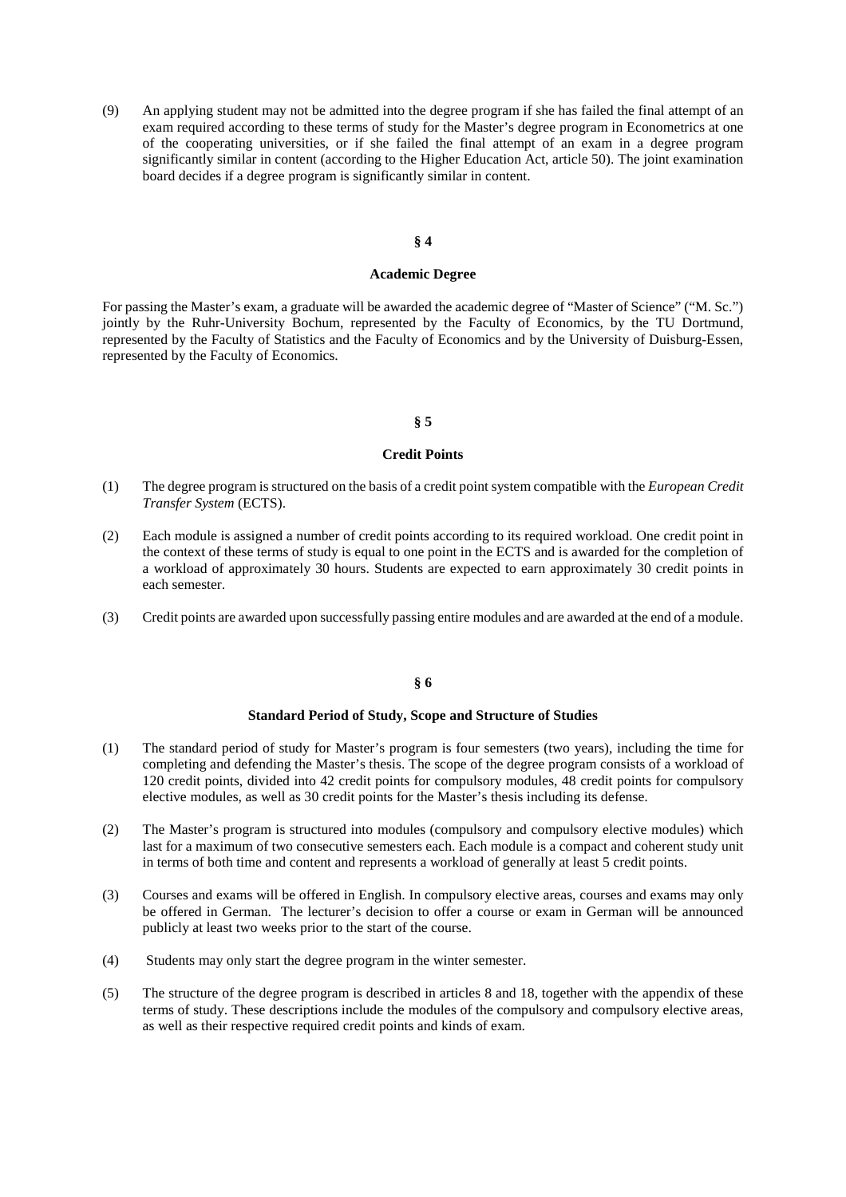(9) An applying student may not be admitted into the degree program if she has failed the final attempt of an exam required according to these terms of study for the Master's degree program in Econometrics at one of the cooperating universities, or if she failed the final attempt of an exam in a degree program significantly similar in content (according to the Higher Education Act, article 50). The joint examination board decides if a degree program is significantly similar in content.

## § 4

## Academic Degree

For passing the Master's exam, a graduate will be awarded the academic degree of "Master of Science" ("M. Sc.") jointly by the Ruhr-University Bochum, represented by the Faculty of Economics, by the TU Dortmund, represented by the Faculty of Statistics and the Faculty of Economics and by the University of Duisburg-Essen, represented by the Faculty of Economics.

## § 5

## Credit Points

(1) The degree program is structured on the basis of a credit point system compatible with the *European Credit Transfer System* (ECTS).

(2) Each module is assigned a number of credit points according to its required workload. One credit point in the context of these terms of study is equal to one point in the ECTS and is awarded for the completion of a workload of approximately 30 hours. Students are expected to earn approximately 30 credit points in each semester.

(3) Credit points are awarded upon successfully passing entire modules and are awarded at the end of a module.

## § 6

## Standard Period of Study, Scope and Structure of Studies

(1) The standard period of study for Master's program is four semesters (two years), including the time for completing and defending the Master's thesis. The scope of the degree program consists of a workload of 120 credit points, divided into 42 credit points for compulsory modules, 48 credit points for compulsory elective modules, as well as 30 credit points for the Master's thesis including its defense.

(2) The Master's program is structured into modules (compulsory and compulsory elective modules) which last for a maximum of two consecutive semesters each. Each module is a compact and coherent study unit in terms of both time and content and represents a workload of generally at least 5 credit points.

(3) Courses and exams will be offered in English. In compulsory elective areas, courses and exams may only be offered in German. The lecturer's decision to offer a course or exam in German will be announced publicly at least two weeks prior to the start of the course.

(4) Students may only start the degree program in the winter semester.

(5) The structure of the degree program is described in articles 8 and 18, together with the appendix of these terms of study. These descriptions include the modules of the compulsory and compulsory elective areas, as well as their respective required credit points and kinds of exam.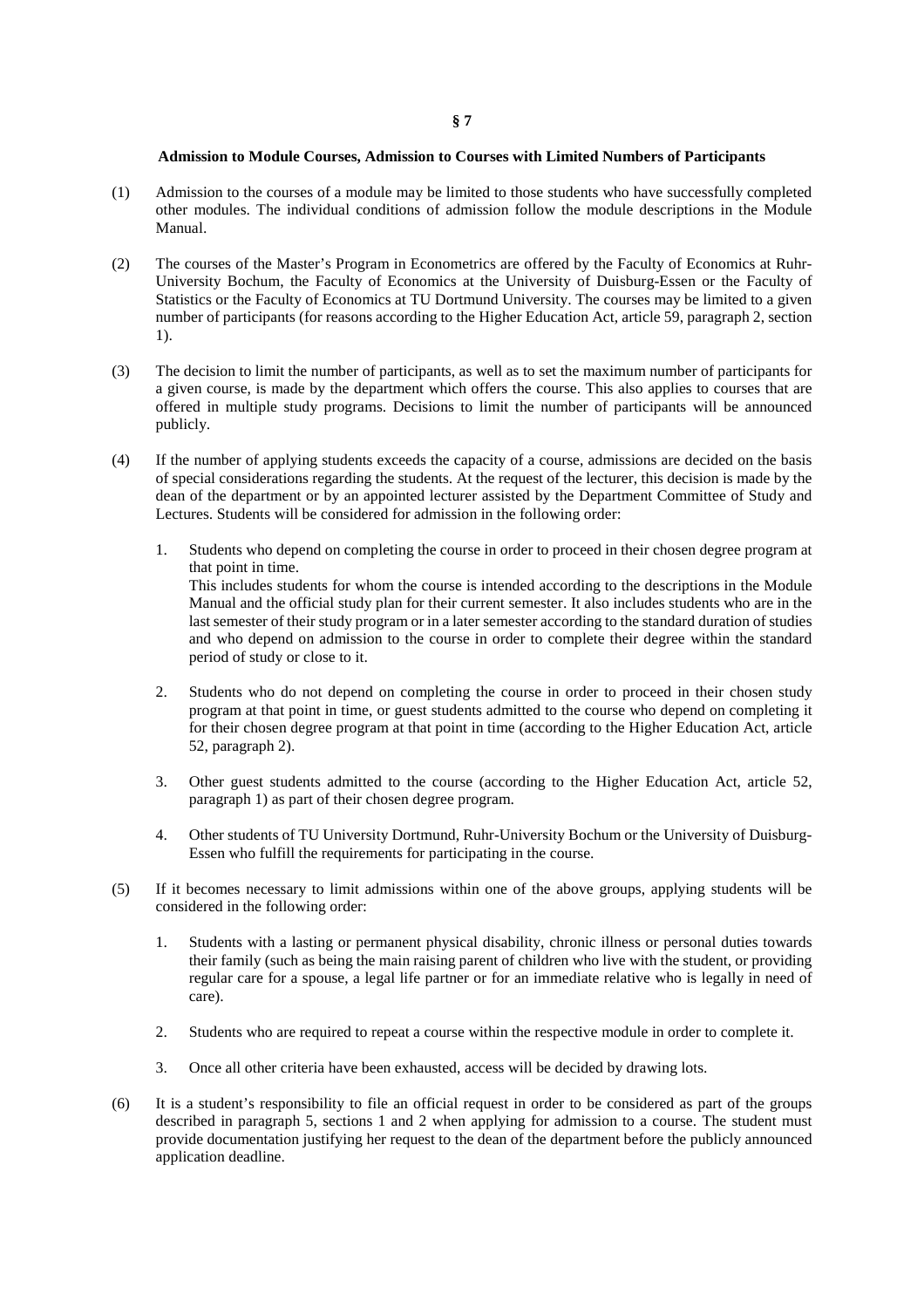## § 7

### Admission to Module Courses, Admission to Courses with Limited Numbers of Participants

(1) Admission to the courses of a module may be limited to those students who have successfully completed other modules. The individual conditions of admission follow the module descriptions in the Module Manual.

(2) The courses of the Master's Program in Econometrics are offered by the Faculty of Economics at Ruhr-University Bochum, the Faculty of Economics at the University of Duisburg-Essen or the Faculty of Statistics or the Faculty of Economics at TU Dortmund University. The courses may be limited to a given number of participants (for reasons according to the Higher Education Act, article 59, paragraph 2, section 1).

(3) The decision to limit the number of participants, as well as to set the maximum number of participants for a given course, is made by the department which offers the course. This also applies to courses that are offered in multiple study programs. Decisions to limit the number of participants will be announced publicly.

(4) If the number of applying students exceeds the capacity of a course, admissions are decided on the basis of special considerations regarding the students. At the request of the lecturer, this decision is made by the dean of the department or by an appointed lecturer assisted by the Department Committee of Study and Lectures. Students will be considered for admission in the following order:

1. Students who depend on completing the course in order to proceed in their chosen degree program at that point in time.
   This includes students for whom the course is intended according to the descriptions in the Module Manual and the official study plan for their current semester. It also includes students who are in the last semester of their study program or in a later semester according to the standard duration of studies and who depend on admission to the course in order to complete their degree within the standard period of study or close to it.

2. Students who do not depend on completing the course in order to proceed in their chosen study program at that point in time, or guest students admitted to the course who depend on completing it for their chosen degree program at that point in time (according to the Higher Education Act, article 52, paragraph 2).

3. Other guest students admitted to the course (according to the Higher Education Act, article 52, paragraph 1) as part of their chosen degree program.

4. Other students of TU University Dortmund, Ruhr-University Bochum or the University of Duisburg-Essen who fulfill the requirements for participating in the course.

(5) If it becomes necessary to limit admissions within one of the above groups, applying students will be considered in the following order:

1. Students with a lasting or permanent physical disability, chronic illness or personal duties towards their family (such as being the main raising parent of children who live with the student, or providing regular care for a spouse, a legal life partner or for an immediate relative who is legally in need of care).

2. Students who are required to repeat a course within the respective module in order to complete it.

3. Once all other criteria have been exhausted, access will be decided by drawing lots.

(6) It is a student's responsibility to file an official request in order to be considered as part of the groups described in paragraph 5, sections 1 and 2 when applying for admission to a course. The student must provide documentation justifying her request to the dean of the department before the publicly announced application deadline.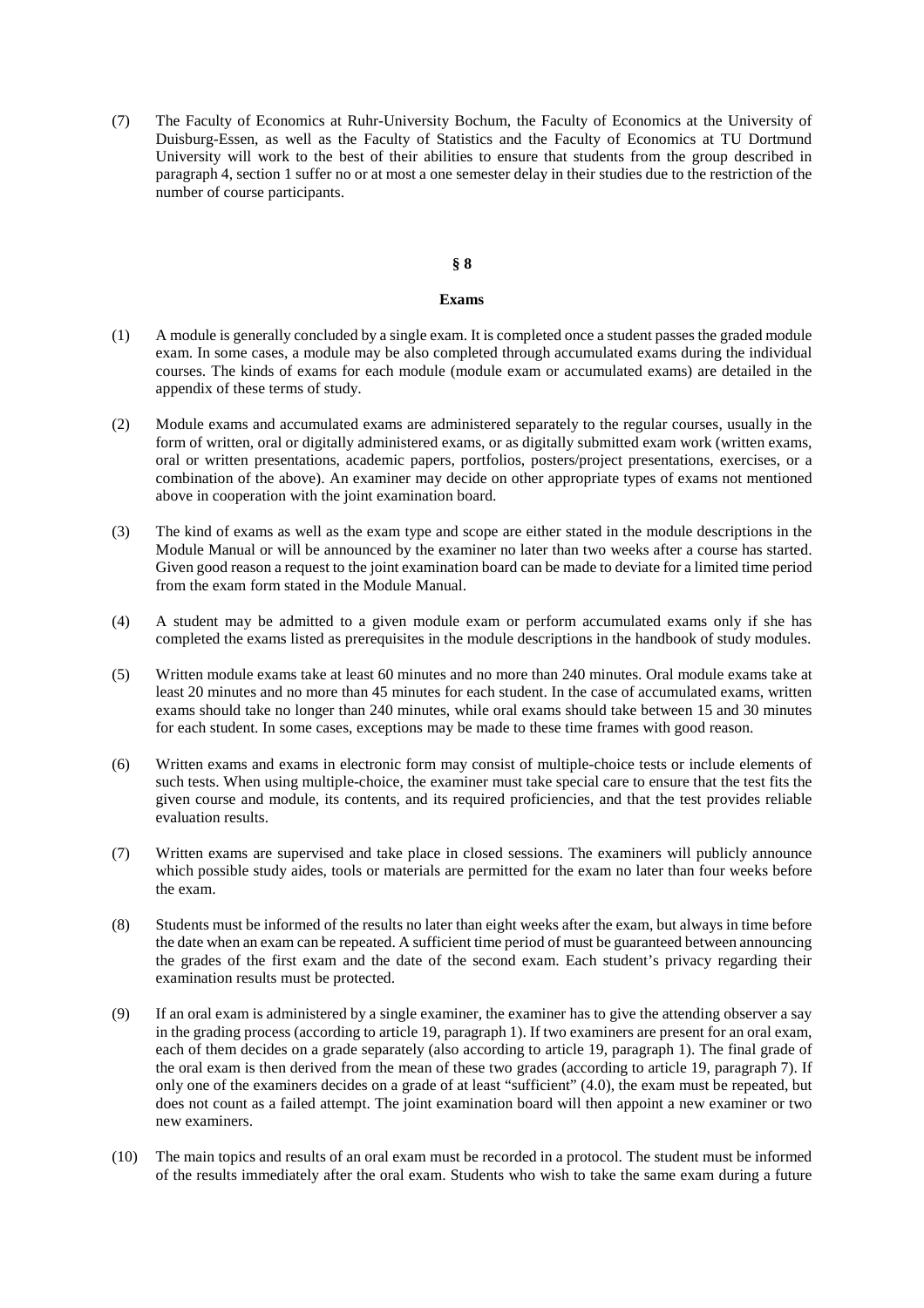(7) The Faculty of Economics at Ruhr-University Bochum, the Faculty of Economics at the University of Duisburg-Essen, as well as the Faculty of Statistics and the Faculty of Economics at TU Dortmund University will work to the best of their abilities to ensure that students from the group described in paragraph 4, section 1 suffer no or at most a one semester delay in their studies due to the restriction of the number of course participants.

## § 8

## Exams

(1) A module is generally concluded by a single exam. It is completed once a student passes the graded module exam. In some cases, a module may be also completed through accumulated exams during the individual courses. The kinds of exams for each module (module exam or accumulated exams) are detailed in the appendix of these terms of study.

(2) Module exams and accumulated exams are administered separately to the regular courses, usually in the form of written, oral or digitally administered exams, or as digitally submitted exam work (written exams, oral or written presentations, academic papers, portfolios, posters/project presentations, exercises, or a combination of the above). An examiner may decide on other appropriate types of exams not mentioned above in cooperation with the joint examination board.

(3) The kind of exams as well as the exam type and scope are either stated in the module descriptions in the Module Manual or will be announced by the examiner no later than two weeks after a course has started. Given good reason a request to the joint examination board can be made to deviate for a limited time period from the exam form stated in the Module Manual.

(4) A student may be admitted to a given module exam or perform accumulated exams only if she has completed the exams listed as prerequisites in the module descriptions in the handbook of study modules.

(5) Written module exams take at least 60 minutes and no more than 240 minutes. Oral module exams take at least 20 minutes and no more than 45 minutes for each student. In the case of accumulated exams, written exams should take no longer than 240 minutes, while oral exams should take between 15 and 30 minutes for each student. In some cases, exceptions may be made to these time frames with good reason.

(6) Written exams and exams in electronic form may consist of multiple-choice tests or include elements of such tests. When using multiple-choice, the examiner must take special care to ensure that the test fits the given course and module, its contents, and its required proficiencies, and that the test provides reliable evaluation results.

(7) Written exams are supervised and take place in closed sessions. The examiners will publicly announce which possible study aides, tools or materials are permitted for the exam no later than four weeks before the exam.

(8) Students must be informed of the results no later than eight weeks after the exam, but always in time before the date when an exam can be repeated. A sufficient time period of must be guaranteed between announcing the grades of the first exam and the date of the second exam. Each student's privacy regarding their examination results must be protected.

(9) If an oral exam is administered by a single examiner, the examiner has to give the attending observer a say in the grading process (according to article 19, paragraph 1). If two examiners are present for an oral exam, each of them decides on a grade separately (also according to article 19, paragraph 1). The final grade of the oral exam is then derived from the mean of these two grades (according to article 19, paragraph 7). If only one of the examiners decides on a grade of at least "sufficient" (4.0), the exam must be repeated, but does not count as a failed attempt. The joint examination board will then appoint a new examiner or two new examiners.

(10) The main topics and results of an oral exam must be recorded in a protocol. The student must be informed of the results immediately after the oral exam. Students who wish to take the same exam during a future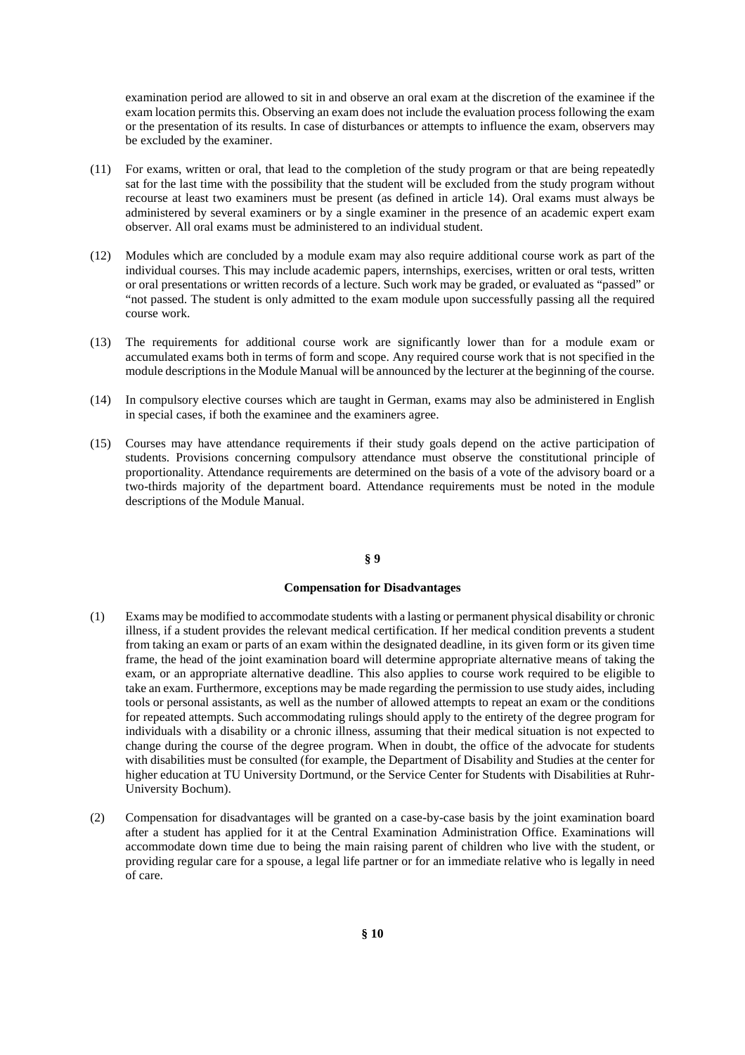examination period are allowed to sit in and observe an oral exam at the discretion of the examinee if the exam location permits this. Observing an exam does not include the evaluation process following the exam or the presentation of its results. In case of disturbances or attempts to influence the exam, observers may be excluded by the examiner.

(11) For exams, written or oral, that lead to the completion of the study program or that are being repeatedly sat for the last time with the possibility that the student will be excluded from the study program without recourse at least two examiners must be present (as defined in article 14). Oral exams must always be administered by several examiners or by a single examiner in the presence of an academic expert exam observer. All oral exams must be administered to an individual student.

(12) Modules which are concluded by a module exam may also require additional course work as part of the individual courses. This may include academic papers, internships, exercises, written or oral tests, written or oral presentations or written records of a lecture. Such work may be graded, or evaluated as "passed" or "not passed. The student is only admitted to the exam module upon successfully passing all the required course work.

(13) The requirements for additional course work are significantly lower than for a module exam or accumulated exams both in terms of form and scope. Any required course work that is not specified in the module descriptions in the Module Manual will be announced by the lecturer at the beginning of the course.

(14) In compulsory elective courses which are taught in German, exams may also be administered in English in special cases, if both the examinee and the examiners agree.

(15) Courses may have attendance requirements if their study goals depend on the active participation of students. Provisions concerning compulsory attendance must observe the constitutional principle of proportionality. Attendance requirements are determined on the basis of a vote of the advisory board or a two-thirds majority of the department board. Attendance requirements must be noted in the module descriptions of the Module Manual.

## § 9

### Compensation for Disadvantages

(1) Exams may be modified to accommodate students with a lasting or permanent physical disability or chronic illness, if a student provides the relevant medical certification. If her medical condition prevents a student from taking an exam or parts of an exam within the designated deadline, in its given form or its given time frame, the head of the joint examination board will determine appropriate alternative means of taking the exam, or an appropriate alternative deadline. This also applies to course work required to be eligible to take an exam. Furthermore, exceptions may be made regarding the permission to use study aides, including tools or personal assistants, as well as the number of allowed attempts to repeat an exam or the conditions for repeated attempts. Such accommodating rulings should apply to the entirety of the degree program for individuals with a disability or a chronic illness, assuming that their medical situation is not expected to change during the course of the degree program. When in doubt, the office of the advocate for students with disabilities must be consulted (for example, the Department of Disability and Studies at the center for higher education at TU University Dortmund, or the Service Center for Students with Disabilities at Ruhr-University Bochum).

(2) Compensation for disadvantages will be granted on a case-by-case basis by the joint examination board after a student has applied for it at the Central Examination Administration Office. Examinations will accommodate down time due to being the main raising parent of children who live with the student, or providing regular care for a spouse, a legal life partner or for an immediate relative who is legally in need of care.

## § 10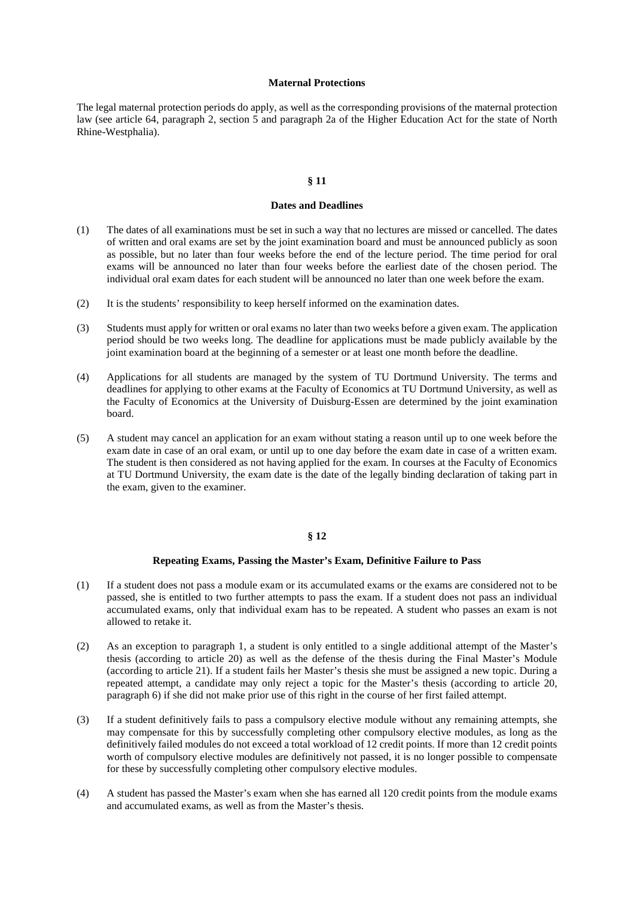#### Maternal Protections

The legal maternal protection periods do apply, as well as the corresponding provisions of the maternal protection law (see article 64, paragraph 2, section 5 and paragraph 2a of the Higher Education Act for the state of North Rhine-Westphalia).

## § 11

### Dates and Deadlines

(1) The dates of all examinations must be set in such a way that no lectures are missed or cancelled. The dates of written and oral exams are set by the joint examination board and must be announced publicly as soon as possible, but no later than four weeks before the end of the lecture period. The time period for oral exams will be announced no later than four weeks before the earliest date of the chosen period. The individual oral exam dates for each student will be announced no later than one week before the exam.

(2) It is the students' responsibility to keep herself informed on the examination dates.

(3) Students must apply for written or oral exams no later than two weeks before a given exam. The application period should be two weeks long. The deadline for applications must be made publicly available by the joint examination board at the beginning of a semester or at least one month before the deadline.

(4) Applications for all students are managed by the system of TU Dortmund University. The terms and deadlines for applying to other exams at the Faculty of Economics at TU Dortmund University, as well as the Faculty of Economics at the University of Duisburg-Essen are determined by the joint examination board.

(5) A student may cancel an application for an exam without stating a reason until up to one week before the exam date in case of an oral exam, or until up to one day before the exam date in case of a written exam. The student is then considered as not having applied for the exam. In courses at the Faculty of Economics at TU Dortmund University, the exam date is the date of the legally binding declaration of taking part in the exam, given to the examiner.

## § 12

### Repeating Exams, Passing the Master's Exam, Definitive Failure to Pass

(1) If a student does not pass a module exam or its accumulated exams or the exams are considered not to be passed, she is entitled to two further attempts to pass the exam. If a student does not pass an individual accumulated exams, only that individual exam has to be repeated. A student who passes an exam is not allowed to retake it.

(2) As an exception to paragraph 1, a student is only entitled to a single additional attempt of the Master's thesis (according to article 20) as well as the defense of the thesis during the Final Master's Module (according to article 21). If a student fails her Master's thesis she must be assigned a new topic. During a repeated attempt, a candidate may only reject a topic for the Master's thesis (according to article 20, paragraph 6) if she did not make prior use of this right in the course of her first failed attempt.

(3) If a student definitively fails to pass a compulsory elective module without any remaining attempts, she may compensate for this by successfully completing other compulsory elective modules, as long as the definitively failed modules do not exceed a total workload of 12 credit points. If more than 12 credit points worth of compulsory elective modules are definitively not passed, it is no longer possible to compensate for these by successfully completing other compulsory elective modules.

(4) A student has passed the Master's exam when she has earned all 120 credit points from the module exams and accumulated exams, as well as from the Master's thesis.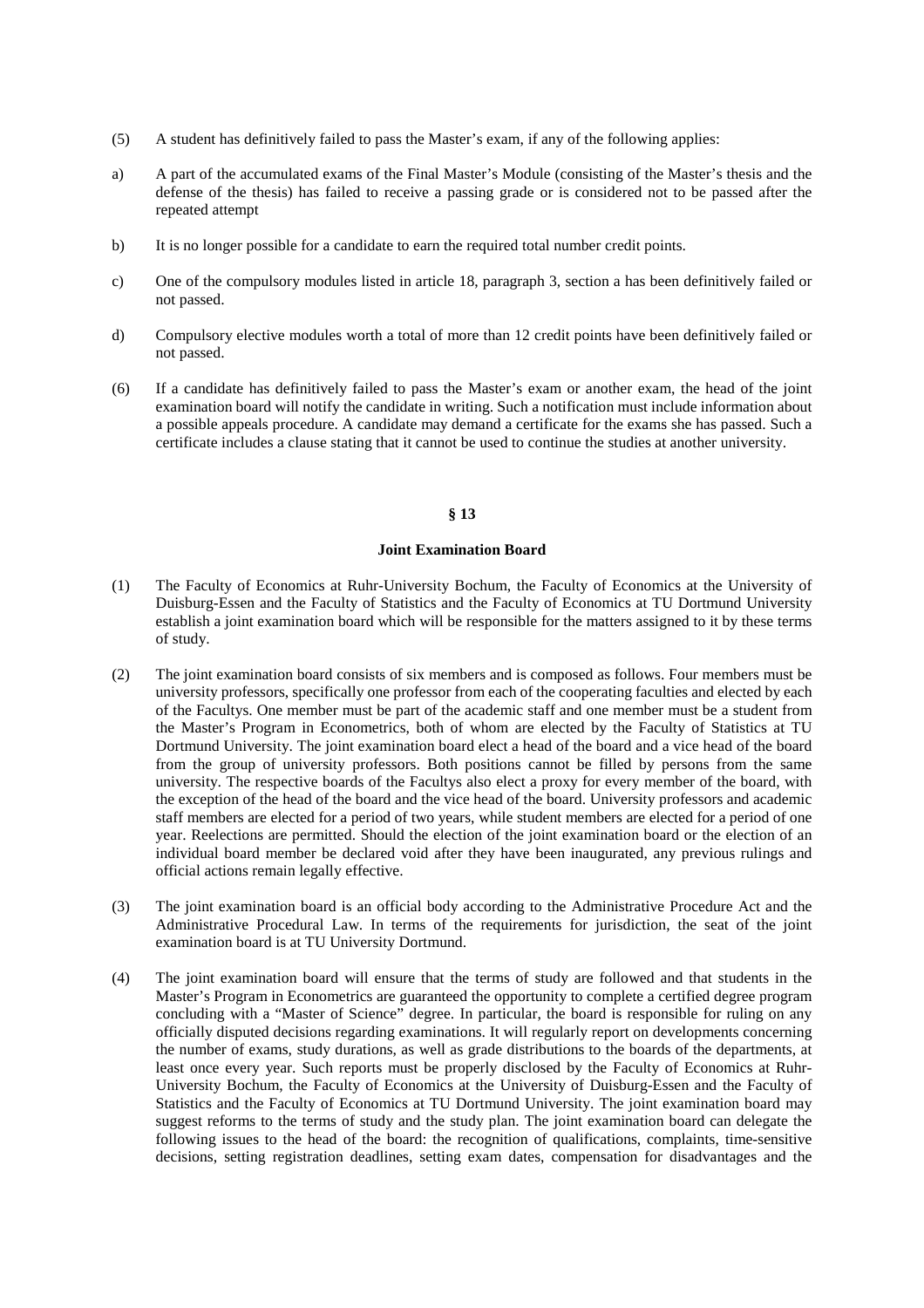(5) A student has definitively failed to pass the Master's exam, if any of the following applies:

a) A part of the accumulated exams of the Final Master's Module (consisting of the Master's thesis and the defense of the thesis) has failed to receive a passing grade or is considered not to be passed after the repeated attempt

b) It is no longer possible for a candidate to earn the required total number credit points.

c) One of the compulsory modules listed in article 18, paragraph 3, section a has been definitively failed or not passed.

d) Compulsory elective modules worth a total of more than 12 credit points have been definitively failed or not passed.

(6) If a candidate has definitively failed to pass the Master's exam or another exam, the head of the joint examination board will notify the candidate in writing. Such a notification must include information about a possible appeals procedure. A candidate may demand a certificate for the exams she has passed. Such a certificate includes a clause stating that it cannot be used to continue the studies at another university.

## § 13

### Joint Examination Board

(1) The Faculty of Economics at Ruhr-University Bochum, the Faculty of Economics at the University of Duisburg-Essen and the Faculty of Statistics and the Faculty of Economics at TU Dortmund University establish a joint examination board which will be responsible for the matters assigned to it by these terms of study.

(2) The joint examination board consists of six members and is composed as follows. Four members must be university professors, specifically one professor from each of the cooperating faculties and elected by each of the Facultys. One member must be part of the academic staff and one member must be a student from the Master's Program in Econometrics, both of whom are elected by the Faculty of Statistics at TU Dortmund University. The joint examination board elect a head of the board and a vice head of the board from the group of university professors. Both positions cannot be filled by persons from the same university. The respective boards of the Facultys also elect a proxy for every member of the board, with the exception of the head of the board and the vice head of the board. University professors and academic staff members are elected for a period of two years, while student members are elected for a period of one year. Reelections are permitted. Should the election of the joint examination board or the election of an individual board member be declared void after they have been inaugurated, any previous rulings and official actions remain legally effective.

(3) The joint examination board is an official body according to the Administrative Procedure Act and the Administrative Procedural Law. In terms of the requirements for jurisdiction, the seat of the joint examination board is at TU University Dortmund.

(4) The joint examination board will ensure that the terms of study are followed and that students in the Master's Program in Econometrics are guaranteed the opportunity to complete a certified degree program concluding with a "Master of Science" degree. In particular, the board is responsible for ruling on any officially disputed decisions regarding examinations. It will regularly report on developments concerning the number of exams, study durations, as well as grade distributions to the boards of the departments, at least once every year. Such reports must be properly disclosed by the Faculty of Economics at Ruhr-University Bochum, the Faculty of Economics at the University of Duisburg-Essen and the Faculty of Statistics and the Faculty of Economics at TU Dortmund University. The joint examination board may suggest reforms to the terms of study and the study plan. The joint examination board can delegate the following issues to the head of the board: the recognition of qualifications, complaints, time-sensitive decisions, setting registration deadlines, setting exam dates, compensation for disadvantages and the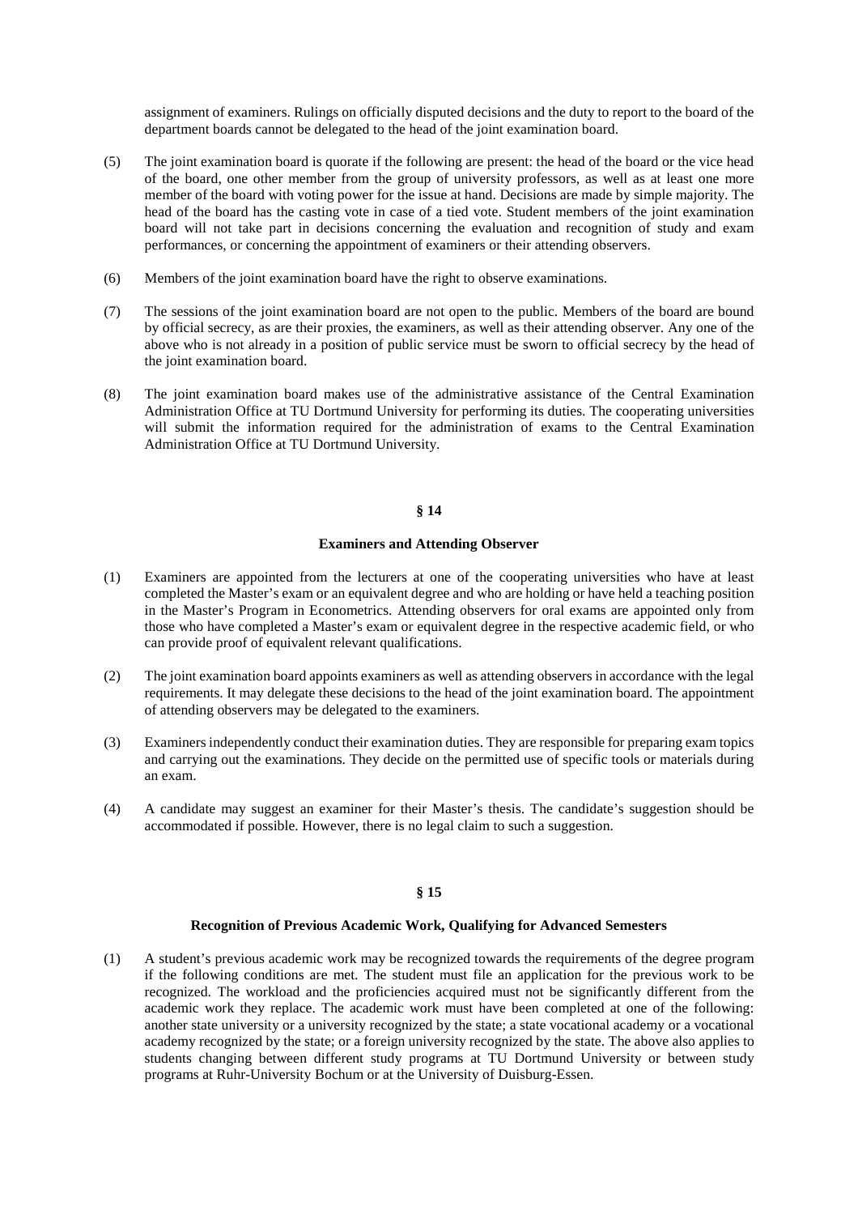assignment of examiners. Rulings on officially disputed decisions and the duty to report to the board of the department boards cannot be delegated to the head of the joint examination board.

(5) The joint examination board is quorate if the following are present: the head of the board or the vice head of the board, one other member from the group of university professors, as well as at least one more member of the board with voting power for the issue at hand. Decisions are made by simple majority. The head of the board has the casting vote in case of a tied vote. Student members of the joint examination board will not take part in decisions concerning the evaluation and recognition of study and exam performances, or concerning the appointment of examiners or their attending observers.

(6) Members of the joint examination board have the right to observe examinations.

(7) The sessions of the joint examination board are not open to the public. Members of the board are bound by official secrecy, as are their proxies, the examiners, as well as their attending observer. Any one of the above who is not already in a position of public service must be sworn to official secrecy by the head of the joint examination board.

(8) The joint examination board makes use of the administrative assistance of the Central Examination Administration Office at TU Dortmund University for performing its duties. The cooperating universities will submit the information required for the administration of exams to the Central Examination Administration Office at TU Dortmund University.

## § 14

### Examiners and Attending Observer

(1) Examiners are appointed from the lecturers at one of the cooperating universities who have at least completed the Master's exam or an equivalent degree and who are holding or have held a teaching position in the Master's Program in Econometrics. Attending observers for oral exams are appointed only from those who have completed a Master's exam or equivalent degree in the respective academic field, or who can provide proof of equivalent relevant qualifications.

(2) The joint examination board appoints examiners as well as attending observers in accordance with the legal requirements. It may delegate these decisions to the head of the joint examination board. The appointment of attending observers may be delegated to the examiners.

(3) Examiners independently conduct their examination duties. They are responsible for preparing exam topics and carrying out the examinations. They decide on the permitted use of specific tools or materials during an exam.

(4) A candidate may suggest an examiner for their Master's thesis. The candidate's suggestion should be accommodated if possible. However, there is no legal claim to such a suggestion.

## § 15

### Recognition of Previous Academic Work, Qualifying for Advanced Semesters

(1) A student's previous academic work may be recognized towards the requirements of the degree program if the following conditions are met. The student must file an application for the previous work to be recognized. The workload and the proficiencies acquired must not be significantly different from the academic work they replace. The academic work must have been completed at one of the following: another state university or a university recognized by the state; a state vocational academy or a vocational academy recognized by the state; or a foreign university recognized by the state. The above also applies to students changing between different study programs at TU Dortmund University or between study programs at Ruhr-University Bochum or at the University of Duisburg-Essen.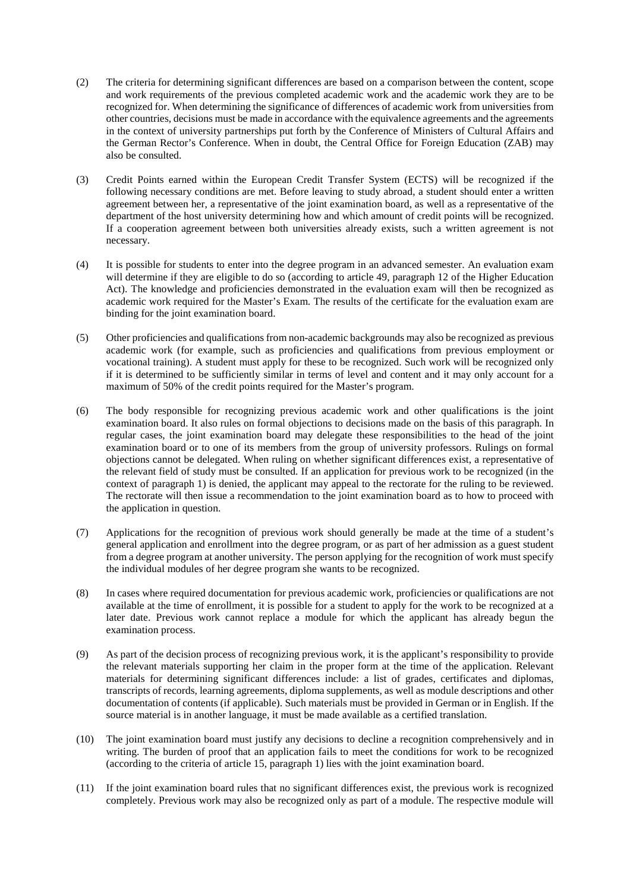(2) The criteria for determining significant differences are based on a comparison between the content, scope and work requirements of the previous completed academic work and the academic work they are to be recognized for. When determining the significance of differences of academic work from universities from other countries, decisions must be made in accordance with the equivalence agreements and the agreements in the context of university partnerships put forth by the Conference of Ministers of Cultural Affairs and the German Rector's Conference. When in doubt, the Central Office for Foreign Education (ZAB) may also be consulted.

(3) Credit Points earned within the European Credit Transfer System (ECTS) will be recognized if the following necessary conditions are met. Before leaving to study abroad, a student should enter a written agreement between her, a representative of the joint examination board, as well as a representative of the department of the host university determining how and which amount of credit points will be recognized. If a cooperation agreement between both universities already exists, such a written agreement is not necessary.

(4) It is possible for students to enter into the degree program in an advanced semester. An evaluation exam will determine if they are eligible to do so (according to article 49, paragraph 12 of the Higher Education Act). The knowledge and proficiencies demonstrated in the evaluation exam will then be recognized as academic work required for the Master's Exam. The results of the certificate for the evaluation exam are binding for the joint examination board.

(5) Other proficiencies and qualifications from non-academic backgrounds may also be recognized as previous academic work (for example, such as proficiencies and qualifications from previous employment or vocational training). A student must apply for these to be recognized. Such work will be recognized only if it is determined to be sufficiently similar in terms of level and content and it may only account for a maximum of 50% of the credit points required for the Master's program.

(6) The body responsible for recognizing previous academic work and other qualifications is the joint examination board. It also rules on formal objections to decisions made on the basis of this paragraph. In regular cases, the joint examination board may delegate these responsibilities to the head of the joint examination board or to one of its members from the group of university professors. Rulings on formal objections cannot be delegated. When ruling on whether significant differences exist, a representative of the relevant field of study must be consulted. If an application for previous work to be recognized (in the context of paragraph 1) is denied, the applicant may appeal to the rectorate for the ruling to be reviewed. The rectorate will then issue a recommendation to the joint examination board as to how to proceed with the application in question.

(7) Applications for the recognition of previous work should generally be made at the time of a student's general application and enrollment into the degree program, or as part of her admission as a guest student from a degree program at another university. The person applying for the recognition of work must specify the individual modules of her degree program she wants to be recognized.

(8) In cases where required documentation for previous academic work, proficiencies or qualifications are not available at the time of enrollment, it is possible for a student to apply for the work to be recognized at a later date. Previous work cannot replace a module for which the applicant has already begun the examination process.

(9) As part of the decision process of recognizing previous work, it is the applicant's responsibility to provide the relevant materials supporting her claim in the proper form at the time of the application. Relevant materials for determining significant differences include: a list of grades, certificates and diplomas, transcripts of records, learning agreements, diploma supplements, as well as module descriptions and other documentation of contents (if applicable). Such materials must be provided in German or in English. If the source material is in another language, it must be made available as a certified translation.

(10) The joint examination board must justify any decisions to decline a recognition comprehensively and in writing. The burden of proof that an application fails to meet the conditions for work to be recognized (according to the criteria of article 15, paragraph 1) lies with the joint examination board.

(11) If the joint examination board rules that no significant differences exist, the previous work is recognized completely. Previous work may also be recognized only as part of a module. The respective module will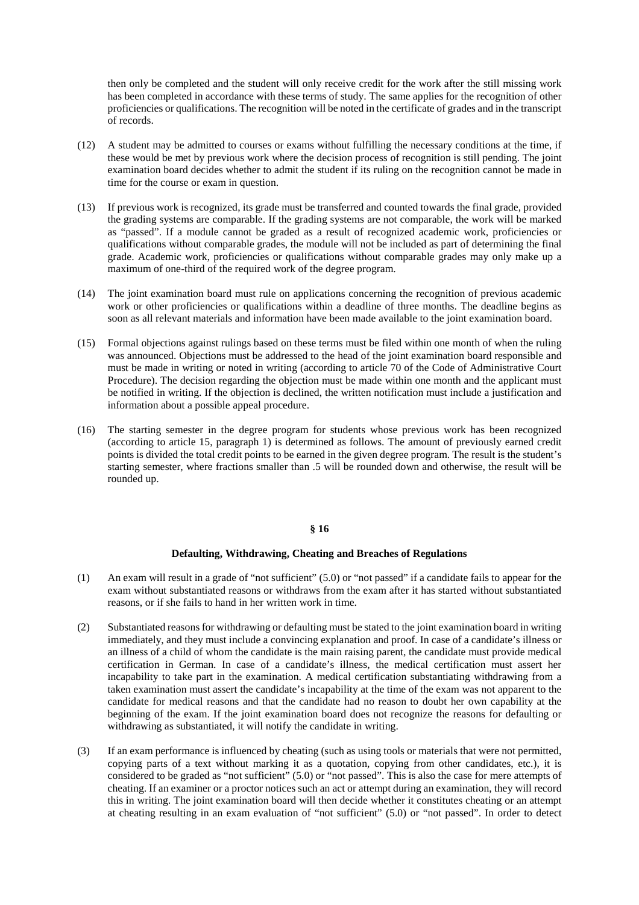then only be completed and the student will only receive credit for the work after the still missing work has been completed in accordance with these terms of study. The same applies for the recognition of other proficiencies or qualifications. The recognition will be noted in the certificate of grades and in the transcript of records.

(12) A student may be admitted to courses or exams without fulfilling the necessary conditions at the time, if these would be met by previous work where the decision process of recognition is still pending. The joint examination board decides whether to admit the student if its ruling on the recognition cannot be made in time for the course or exam in question.

(13) If previous work is recognized, its grade must be transferred and counted towards the final grade, provided the grading systems are comparable. If the grading systems are not comparable, the work will be marked as "passed". If a module cannot be graded as a result of recognized academic work, proficiencies or qualifications without comparable grades, the module will not be included as part of determining the final grade. Academic work, proficiencies or qualifications without comparable grades may only make up a maximum of one-third of the required work of the degree program.

(14) The joint examination board must rule on applications concerning the recognition of previous academic work or other proficiencies or qualifications within a deadline of three months. The deadline begins as soon as all relevant materials and information have been made available to the joint examination board.

(15) Formal objections against rulings based on these terms must be filed within one month of when the ruling was announced. Objections must be addressed to the head of the joint examination board responsible and must be made in writing or noted in writing (according to article 70 of the Code of Administrative Court Procedure). The decision regarding the objection must be made within one month and the applicant must be notified in writing. If the objection is declined, the written notification must include a justification and information about a possible appeal procedure.

(16) The starting semester in the degree program for students whose previous work has been recognized (according to article 15, paragraph 1) is determined as follows. The amount of previously earned credit points is divided the total credit points to be earned in the given degree program. The result is the student's starting semester, where fractions smaller than .5 will be rounded down and otherwise, the result will be rounded up.

## § 16

### Defaulting, Withdrawing, Cheating and Breaches of Regulations

(1) An exam will result in a grade of "not sufficient" (5.0) or "not passed" if a candidate fails to appear for the exam without substantiated reasons or withdraws from the exam after it has started without substantiated reasons, or if she fails to hand in her written work in time.

(2) Substantiated reasons for withdrawing or defaulting must be stated to the joint examination board in writing immediately, and they must include a convincing explanation and proof. In case of a candidate's illness or an illness of a child of whom the candidate is the main raising parent, the candidate must provide medical certification in German. In case of a candidate's illness, the medical certification must assert her incapability to take part in the examination. A medical certification substantiating withdrawing from a taken examination must assert the candidate's incapability at the time of the exam was not apparent to the candidate for medical reasons and that the candidate had no reason to doubt her own capability at the beginning of the exam. If the joint examination board does not recognize the reasons for defaulting or withdrawing as substantiated, it will notify the candidate in writing.

(3) If an exam performance is influenced by cheating (such as using tools or materials that were not permitted, copying parts of a text without marking it as a quotation, copying from other candidates, etc.), it is considered to be graded as "not sufficient" (5.0) or "not passed". This is also the case for mere attempts of cheating. If an examiner or a proctor notices such an act or attempt during an examination, they will record this in writing. The joint examination board will then decide whether it constitutes cheating or an attempt at cheating resulting in an exam evaluation of "not sufficient" (5.0) or "not passed". In order to detect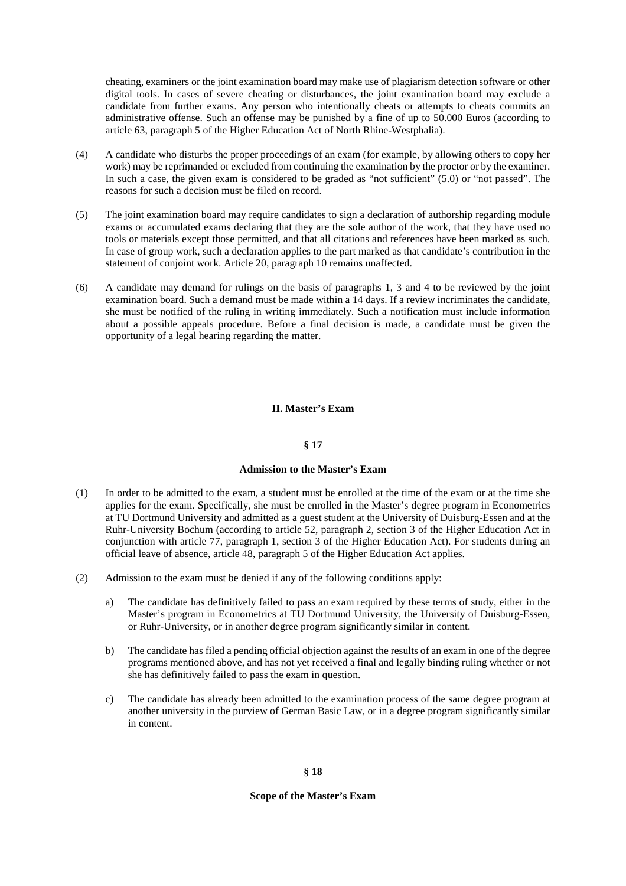cheating, examiners or the joint examination board may make use of plagiarism detection software or other digital tools. In cases of severe cheating or disturbances, the joint examination board may exclude a candidate from further exams. Any person who intentionally cheats or attempts to cheats commits an administrative offense. Such an offense may be punished by a fine of up to 50.000 Euros (according to article 63, paragraph 5 of the Higher Education Act of North Rhine-Westphalia).

(4) A candidate who disturbs the proper proceedings of an exam (for example, by allowing others to copy her work) may be reprimanded or excluded from continuing the examination by the proctor or by the examiner. In such a case, the given exam is considered to be graded as "not sufficient" (5.0) or "not passed". The reasons for such a decision must be filed on record.

(5) The joint examination board may require candidates to sign a declaration of authorship regarding module exams or accumulated exams declaring that they are the sole author of the work, that they have used no tools or materials except those permitted, and that all citations and references have been marked as such. In case of group work, such a declaration applies to the part marked as that candidate's contribution in the statement of conjoint work. Article 20, paragraph 10 remains unaffected.

(6) A candidate may demand for rulings on the basis of paragraphs 1, 3 and 4 to be reviewed by the joint examination board. Such a demand must be made within a 14 days. If a review incriminates the candidate, she must be notified of the ruling in writing immediately. Such a notification must include information about a possible appeals procedure. Before a final decision is made, a candidate must be given the opportunity of a legal hearing regarding the matter.

## II. Master's Exam

### § 17

### Admission to the Master's Exam

(1) In order to be admitted to the exam, a student must be enrolled at the time of the exam or at the time she applies for the exam. Specifically, she must be enrolled in the Master's degree program in Econometrics at TU Dortmund University and admitted as a guest student at the University of Duisburg-Essen and at the Ruhr-University Bochum (according to article 52, paragraph 2, section 3 of the Higher Education Act in conjunction with article 77, paragraph 1, section 3 of the Higher Education Act). For students during an official leave of absence, article 48, paragraph 5 of the Higher Education Act applies.

(2) Admission to the exam must be denied if any of the following conditions apply:

a) The candidate has definitively failed to pass an exam required by these terms of study, either in the Master's program in Econometrics at TU Dortmund University, the University of Duisburg-Essen, or Ruhr-University, or in another degree program significantly similar in content.

b) The candidate has filed a pending official objection against the results of an exam in one of the degree programs mentioned above, and has not yet received a final and legally binding ruling whether or not she has definitively failed to pass the exam in question.

c) The candidate has already been admitted to the examination process of the same degree program at another university in the purview of German Basic Law, or in a degree program significantly similar in content.

### § 18

### Scope of the Master's Exam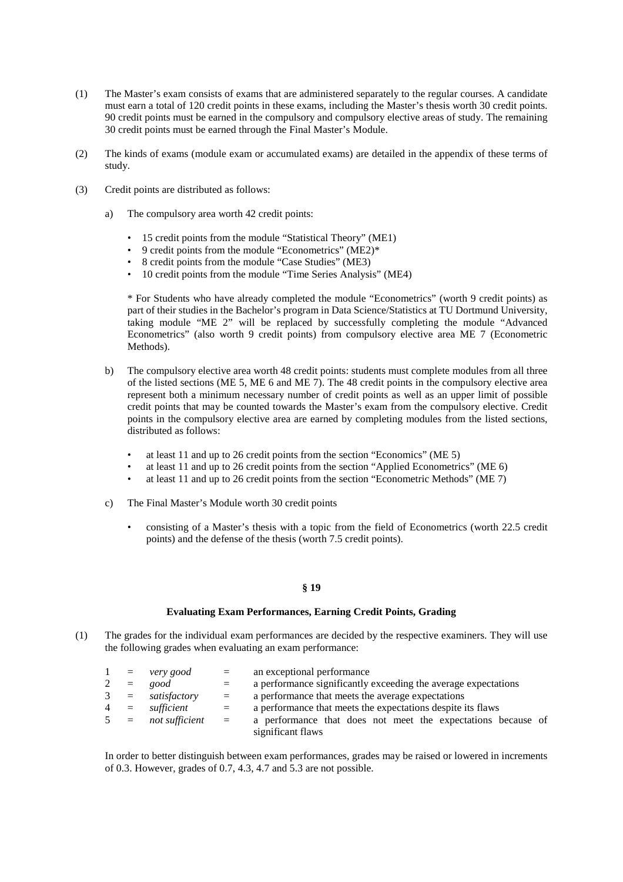(1) The Master's exam consists of exams that are administered separately to the regular courses. A candidate must earn a total of 120 credit points in these exams, including the Master's thesis worth 30 credit points. 90 credit points must be earned in the compulsory and compulsory elective areas of study. The remaining 30 credit points must be earned through the Final Master's Module.

(2) The kinds of exams (module exam or accumulated exams) are detailed in the appendix of these terms of study.

(3) Credit points are distributed as follows:

a) The compulsory area worth 42 credit points:

- 15 credit points from the module "Statistical Theory" (ME1)
- 9 credit points from the module "Econometrics" (ME2)*
- 8 credit points from the module "Case Studies" (ME3)
- 10 credit points from the module "Time Series Analysis" (ME4)

\* For Students who have already completed the module "Econometrics" (worth 9 credit points) as part of their studies in the Bachelor's program in Data Science/Statistics at TU Dortmund University, taking module "ME 2" will be replaced by successfully completing the module "Advanced Econometrics" (also worth 9 credit points) from compulsory elective area ME 7 (Econometric Methods).

b) The compulsory elective area worth 48 credit points: students must complete modules from all three of the listed sections (ME 5, ME 6 and ME 7). The 48 credit points in the compulsory elective area represent both a minimum necessary number of credit points as well as an upper limit of possible credit points that may be counted towards the Master's exam from the compulsory elective. Credit points in the compulsory elective area are earned by completing modules from the listed sections, distributed as follows:

- at least 11 and up to 26 credit points from the section "Economics" (ME 5)
- at least 11 and up to 26 credit points from the section "Applied Econometrics" (ME 6)
- at least 11 and up to 26 credit points from the section "Econometric Methods" (ME 7)

c) The Final Master's Module worth 30 credit points

- consisting of a Master's thesis with a topic from the field of Econometrics (worth 22.5 credit points) and the defense of the thesis (worth 7.5 credit points).

## § 19

### Evaluating Exam Performances, Earning Credit Points, Grading

(1) The grades for the individual exam performances are decided by the respective examiners. They will use the following grades when evaluating an exam performance:

| | | | | |
|---|---|---|---|---|
| 1 | = | *very good* | = | an exceptional performance |
| 2 | = | *good* | = | a performance significantly exceeding the average expectations |
| 3 | = | *satisfactory* | = | a performance that meets the average expectations |
| 4 | = | *sufficient* | = | a performance that meets the expectations despite its flaws |
| 5 | = | *not sufficient* | = | a performance that does not meet the expectations because of significant flaws |

In order to better distinguish between exam performances, grades may be raised or lowered in increments of 0.3. However, grades of 0.7, 4.3, 4.7 and 5.3 are not possible.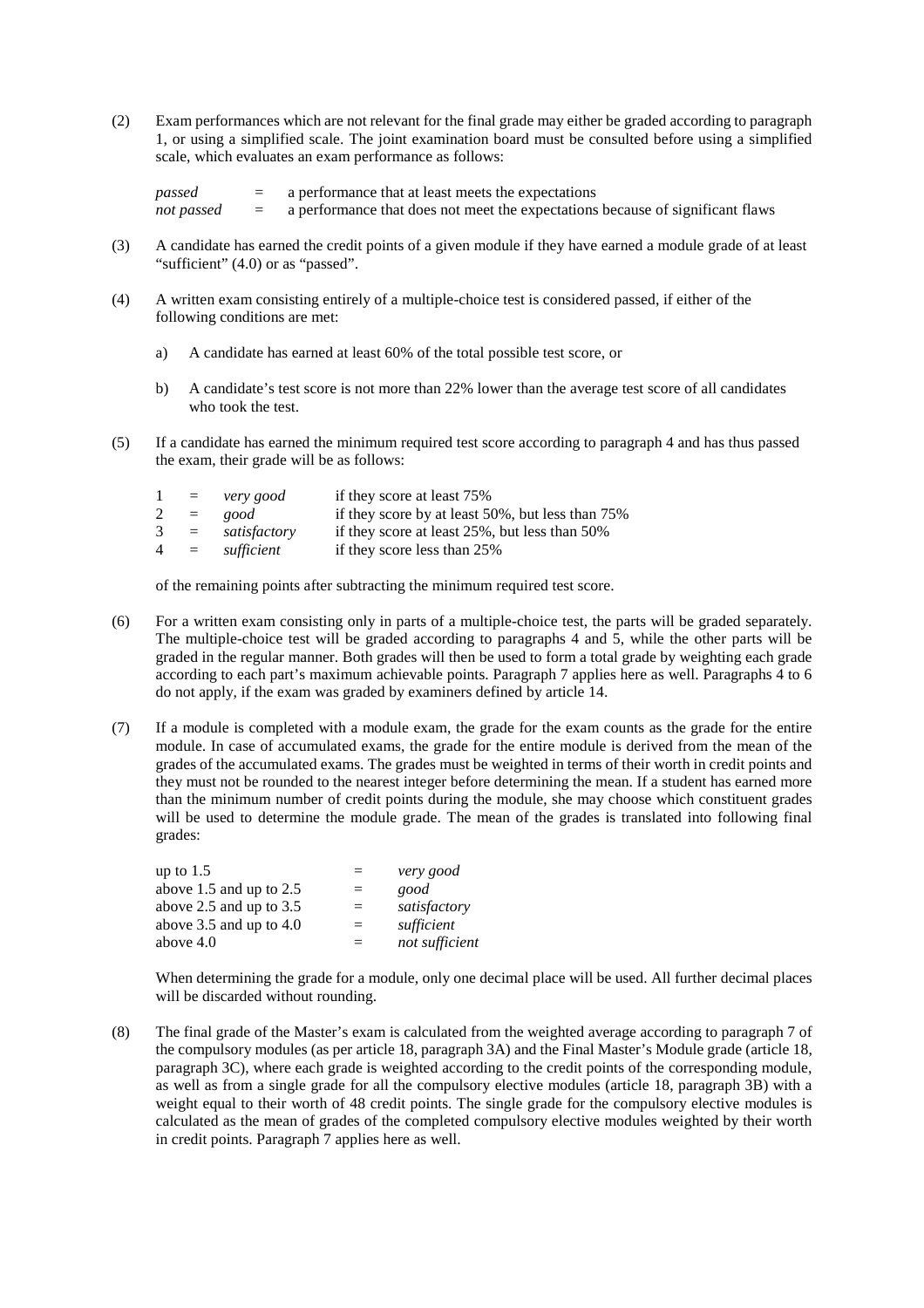(2) Exam performances which are not relevant for the final grade may either be graded according to paragraph 1, or using a simplified scale. The joint examination board must be consulted before using a simplified scale, which evaluates an exam performance as follows:

| | | |
|---|---|---|
| *passed* | = | a performance that at least meets the expectations |
| *not passed* | = | a performance that does not meet the expectations because of significant flaws |

(3) A candidate has earned the credit points of a given module if they have earned a module grade of at least "sufficient" (4.0) or as "passed".

(4) A written exam consisting entirely of a multiple-choice test is considered passed, if either of the following conditions are met:

a) A candidate has earned at least 60% of the total possible test score, or

b) A candidate's test score is not more than 22% lower than the average test score of all candidates who took the test.

(5) If a candidate has earned the minimum required test score according to paragraph 4 and has thus passed the exam, their grade will be as follows:

| | | | |
|---|---|---|---|
| 1 | = | *very good* | if they score at least 75% |
| 2 | = | *good* | if they score by at least 50%, but less than 75% |
| 3 | = | *satisfactory* | if they score at least 25%, but less than 50% |
| 4 | = | *sufficient* | if they score less than 25% |

of the remaining points after subtracting the minimum required test score.

(6) For a written exam consisting only in parts of a multiple-choice test, the parts will be graded separately. The multiple-choice test will be graded according to paragraphs 4 and 5, while the other parts will be graded in the regular manner. Both grades will then be used to form a total grade by weighting each grade according to each part's maximum achievable points. Paragraph 7 applies here as well. Paragraphs 4 to 6 do not apply, if the exam was graded by examiners defined by article 14.

(7) If a module is completed with a module exam, the grade for the exam counts as the grade for the entire module. In case of accumulated exams, the grade for the entire module is derived from the mean of the grades of the accumulated exams. The grades must be weighted in terms of their worth in credit points and they must not be rounded to the nearest integer before determining the mean. If a student has earned more than the minimum number of credit points during the module, she may choose which constituent grades will be used to determine the module grade. The mean of the grades is translated into following final grades:

| | | |
|---|---|---|
| up to 1.5 | = | *very good* |
| above 1.5 and up to 2.5 | = | *good* |
| above 2.5 and up to 3.5 | = | *satisfactory* |
| above 3.5 and up to 4.0 | = | *sufficient* |
| above 4.0 | = | *not sufficient* |

When determining the grade for a module, only one decimal place will be used. All further decimal places will be discarded without rounding.

(8) The final grade of the Master's exam is calculated from the weighted average according to paragraph 7 of the compulsory modules (as per article 18, paragraph 3A) and the Final Master's Module grade (article 18, paragraph 3C), where each grade is weighted according to the credit points of the corresponding module, as well as from a single grade for all the compulsory elective modules (article 18, paragraph 3B) with a weight equal to their worth of 48 credit points. The single grade for the compulsory elective modules is calculated as the mean of grades of the completed compulsory elective modules weighted by their worth in credit points. Paragraph 7 applies here as well.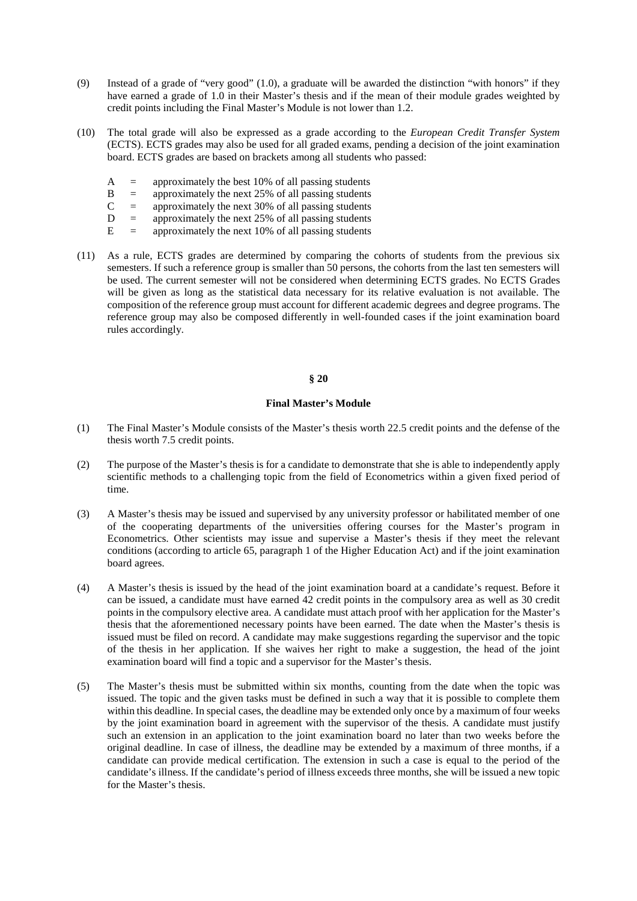(9) Instead of a grade of "very good" (1.0), a graduate will be awarded the distinction "with honors" if they have earned a grade of 1.0 in their Master's thesis and if the mean of their module grades weighted by credit points including the Final Master's Module is not lower than 1.2.

(10) The total grade will also be expressed as a grade according to the *European Credit Transfer System* (ECTS). ECTS grades may also be used for all graded exams, pending a decision of the joint examination board. ECTS grades are based on brackets among all students who passed:

- A = approximately the best 10% of all passing students
- B = approximately the next 25% of all passing students
- C = approximately the next 30% of all passing students
- D = approximately the next 25% of all passing students
- E = approximately the next 10% of all passing students

(11) As a rule, ECTS grades are determined by comparing the cohorts of students from the previous six semesters. If such a reference group is smaller than 50 persons, the cohorts from the last ten semesters will be used. The current semester will not be considered when determining ECTS grades. No ECTS Grades will be given as long as the statistical data necessary for its relative evaluation is not available. The composition of the reference group must account for different academic degrees and degree programs. The reference group may also be composed differently in well-founded cases if the joint examination board rules accordingly.

## § 20

### Final Master's Module

(1) The Final Master's Module consists of the Master's thesis worth 22.5 credit points and the defense of the thesis worth 7.5 credit points.

(2) The purpose of the Master's thesis is for a candidate to demonstrate that she is able to independently apply scientific methods to a challenging topic from the field of Econometrics within a given fixed period of time.

(3) A Master's thesis may be issued and supervised by any university professor or habilitated member of one of the cooperating departments of the universities offering courses for the Master's program in Econometrics. Other scientists may issue and supervise a Master's thesis if they meet the relevant conditions (according to article 65, paragraph 1 of the Higher Education Act) and if the joint examination board agrees.

(4) A Master's thesis is issued by the head of the joint examination board at a candidate's request. Before it can be issued, a candidate must have earned 42 credit points in the compulsory area as well as 30 credit points in the compulsory elective area. A candidate must attach proof with her application for the Master's thesis that the aforementioned necessary points have been earned. The date when the Master's thesis is issued must be filed on record. A candidate may make suggestions regarding the supervisor and the topic of the thesis in her application. If she waives her right to make a suggestion, the head of the joint examination board will find a topic and a supervisor for the Master's thesis.

(5) The Master's thesis must be submitted within six months, counting from the date when the topic was issued. The topic and the given tasks must be defined in such a way that it is possible to complete them within this deadline. In special cases, the deadline may be extended only once by a maximum of four weeks by the joint examination board in agreement with the supervisor of the thesis. A candidate must justify such an extension in an application to the joint examination board no later than two weeks before the original deadline. In case of illness, the deadline may be extended by a maximum of three months, if a candidate can provide medical certification. The extension in such a case is equal to the period of the candidate's illness. If the candidate's period of illness exceeds three months, she will be issued a new topic for the Master's thesis.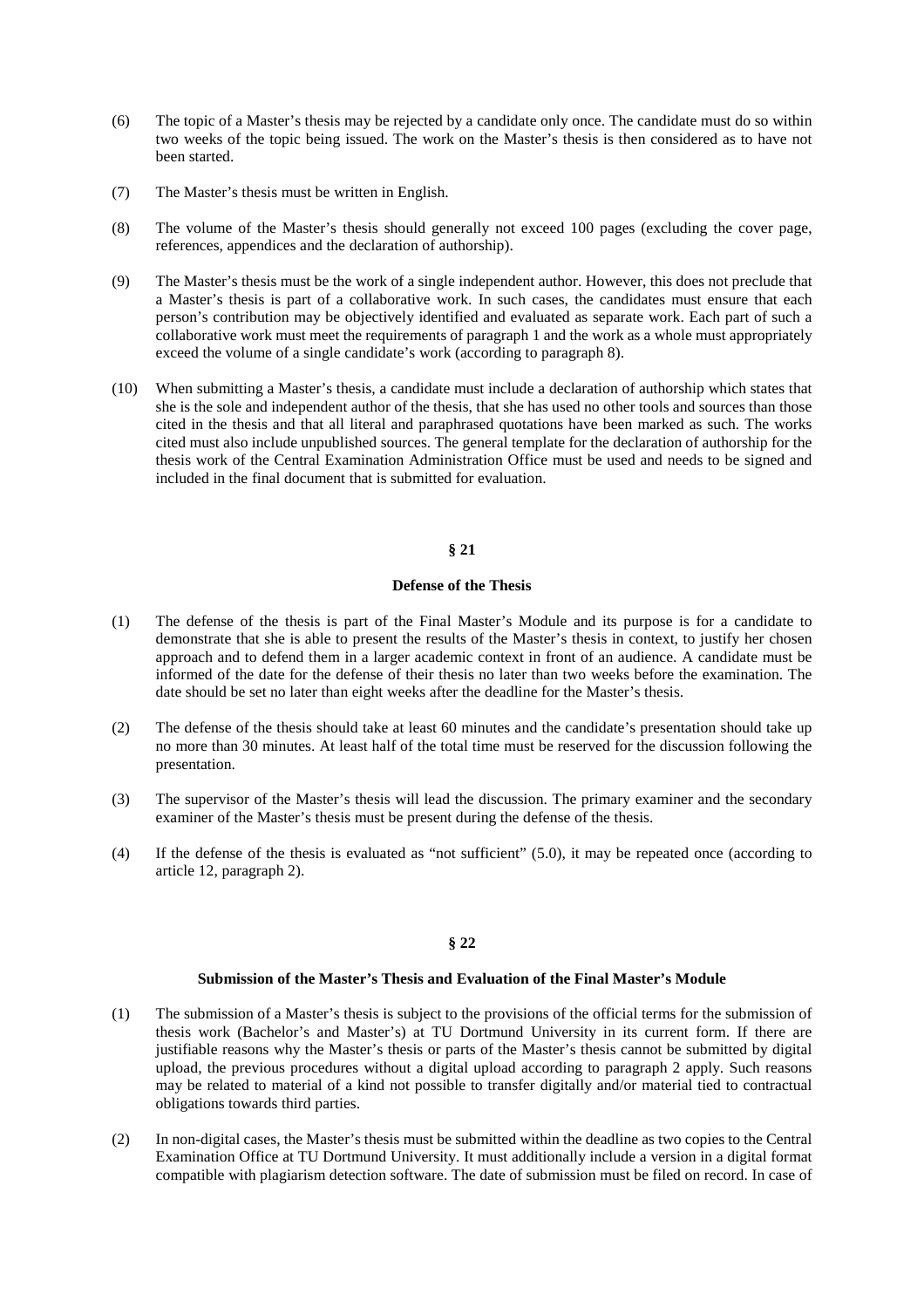(6) The topic of a Master's thesis may be rejected by a candidate only once. The candidate must do so within two weeks of the topic being issued. The work on the Master's thesis is then considered as to have not been started.

(7) The Master's thesis must be written in English.

(8) The volume of the Master's thesis should generally not exceed 100 pages (excluding the cover page, references, appendices and the declaration of authorship).

(9) The Master's thesis must be the work of a single independent author. However, this does not preclude that a Master's thesis is part of a collaborative work. In such cases, the candidates must ensure that each person's contribution may be objectively identified and evaluated as separate work. Each part of such a collaborative work must meet the requirements of paragraph 1 and the work as a whole must appropriately exceed the volume of a single candidate's work (according to paragraph 8).

(10) When submitting a Master's thesis, a candidate must include a declaration of authorship which states that she is the sole and independent author of the thesis, that she has used no other tools and sources than those cited in the thesis and that all literal and paraphrased quotations have been marked as such. The works cited must also include unpublished sources. The general template for the declaration of authorship for the thesis work of the Central Examination Administration Office must be used and needs to be signed and included in the final document that is submitted for evaluation.

## § 21

### Defense of the Thesis

(1) The defense of the thesis is part of the Final Master's Module and its purpose is for a candidate to demonstrate that she is able to present the results of the Master's thesis in context, to justify her chosen approach and to defend them in a larger academic context in front of an audience. A candidate must be informed of the date for the defense of their thesis no later than two weeks before the examination. The date should be set no later than eight weeks after the deadline for the Master's thesis.

(2) The defense of the thesis should take at least 60 minutes and the candidate's presentation should take up no more than 30 minutes. At least half of the total time must be reserved for the discussion following the presentation.

(3) The supervisor of the Master's thesis will lead the discussion. The primary examiner and the secondary examiner of the Master's thesis must be present during the defense of the thesis.

(4) If the defense of the thesis is evaluated as "not sufficient" (5.0), it may be repeated once (according to article 12, paragraph 2).

## § 22

### Submission of the Master's Thesis and Evaluation of the Final Master's Module

(1) The submission of a Master's thesis is subject to the provisions of the official terms for the submission of thesis work (Bachelor's and Master's) at TU Dortmund University in its current form. If there are justifiable reasons why the Master's thesis or parts of the Master's thesis cannot be submitted by digital upload, the previous procedures without a digital upload according to paragraph 2 apply. Such reasons may be related to material of a kind not possible to transfer digitally and/or material tied to contractual obligations towards third parties.

(2) In non-digital cases, the Master's thesis must be submitted within the deadline as two copies to the Central Examination Office at TU Dortmund University. It must additionally include a version in a digital format compatible with plagiarism detection software. The date of submission must be filed on record. In case of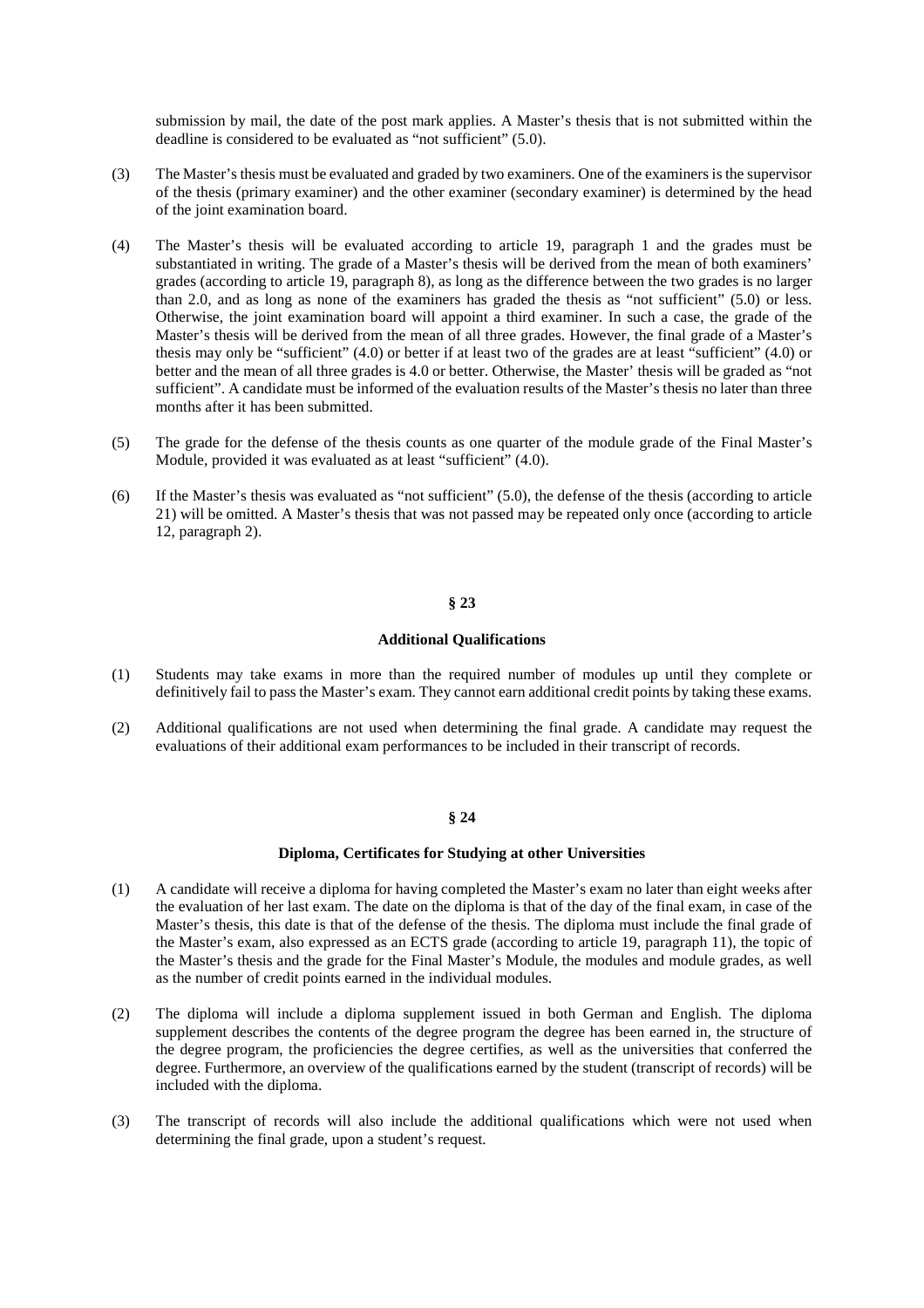submission by mail, the date of the post mark applies. A Master's thesis that is not submitted within the deadline is considered to be evaluated as "not sufficient" (5.0).

(3) The Master's thesis must be evaluated and graded by two examiners. One of the examiners is the supervisor of the thesis (primary examiner) and the other examiner (secondary examiner) is determined by the head of the joint examination board.

(4) The Master's thesis will be evaluated according to article 19, paragraph 1 and the grades must be substantiated in writing. The grade of a Master's thesis will be derived from the mean of both examiners' grades (according to article 19, paragraph 8), as long as the difference between the two grades is no larger than 2.0, and as long as none of the examiners has graded the thesis as "not sufficient" (5.0) or less. Otherwise, the joint examination board will appoint a third examiner. In such a case, the grade of the Master's thesis will be derived from the mean of all three grades. However, the final grade of a Master's thesis may only be "sufficient" (4.0) or better if at least two of the grades are at least "sufficient" (4.0) or better and the mean of all three grades is 4.0 or better. Otherwise, the Master' thesis will be graded as "not sufficient". A candidate must be informed of the evaluation results of the Master's thesis no later than three months after it has been submitted.

(5) The grade for the defense of the thesis counts as one quarter of the module grade of the Final Master's Module, provided it was evaluated as at least "sufficient" (4.0).

(6) If the Master's thesis was evaluated as "not sufficient" (5.0), the defense of the thesis (according to article 21) will be omitted. A Master's thesis that was not passed may be repeated only once (according to article 12, paragraph 2).

## § 23

### Additional Qualifications

(1) Students may take exams in more than the required number of modules up until they complete or definitively fail to pass the Master's exam. They cannot earn additional credit points by taking these exams.

(2) Additional qualifications are not used when determining the final grade. A candidate may request the evaluations of their additional exam performances to be included in their transcript of records.

## § 24

### Diploma, Certificates for Studying at other Universities

(1) A candidate will receive a diploma for having completed the Master's exam no later than eight weeks after the evaluation of her last exam. The date on the diploma is that of the day of the final exam, in case of the Master's thesis, this date is that of the defense of the thesis. The diploma must include the final grade of the Master's exam, also expressed as an ECTS grade (according to article 19, paragraph 11), the topic of the Master's thesis and the grade for the Final Master's Module, the modules and module grades, as well as the number of credit points earned in the individual modules.

(2) The diploma will include a diploma supplement issued in both German and English. The diploma supplement describes the contents of the degree program the degree has been earned in, the structure of the degree program, the proficiencies the degree certifies, as well as the universities that conferred the degree. Furthermore, an overview of the qualifications earned by the student (transcript of records) will be included with the diploma.

(3) The transcript of records will also include the additional qualifications which were not used when determining the final grade, upon a student's request.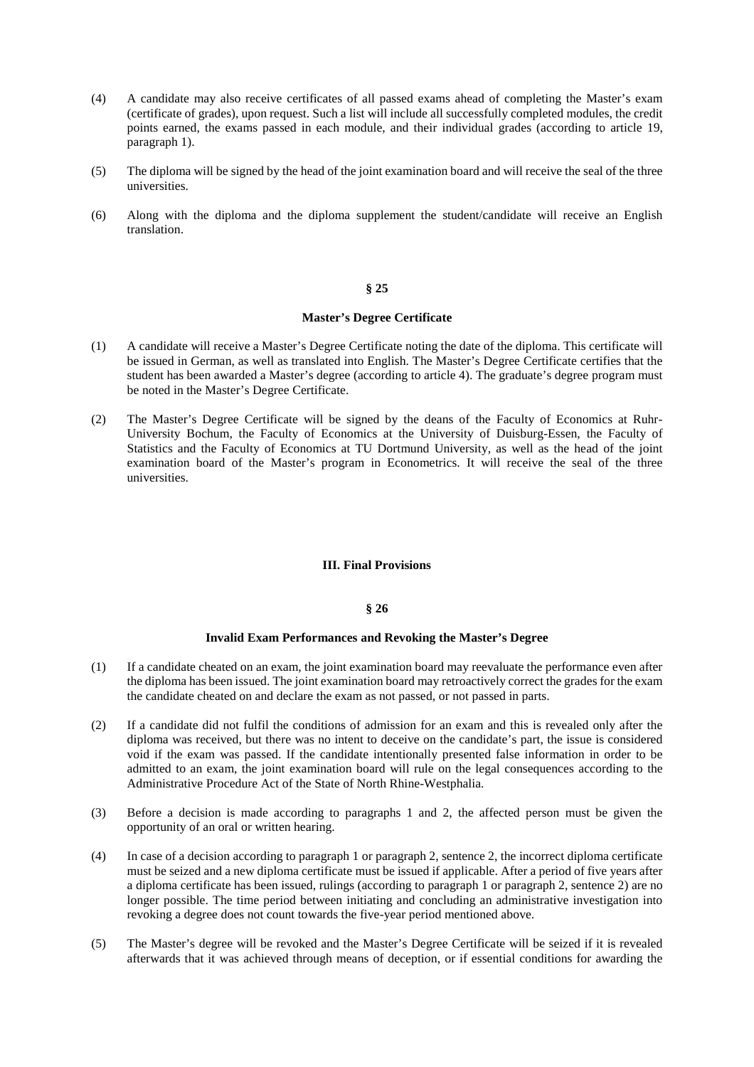(4) A candidate may also receive certificates of all passed exams ahead of completing the Master's exam (certificate of grades), upon request. Such a list will include all successfully completed modules, the credit points earned, the exams passed in each module, and their individual grades (according to article 19, paragraph 1).

(5) The diploma will be signed by the head of the joint examination board and will receive the seal of the three universities.

(6) Along with the diploma and the diploma supplement the student/candidate will receive an English translation.

## § 25

### Master's Degree Certificate

(1) A candidate will receive a Master's Degree Certificate noting the date of the diploma. This certificate will be issued in German, as well as translated into English. The Master's Degree Certificate certifies that the student has been awarded a Master's degree (according to article 4). The graduate's degree program must be noted in the Master's Degree Certificate.

(2) The Master's Degree Certificate will be signed by the deans of the Faculty of Economics at Ruhr-University Bochum, the Faculty of Economics at the University of Duisburg-Essen, the Faculty of Statistics and the Faculty of Economics at TU Dortmund University, as well as the head of the joint examination board of the Master's program in Econometrics. It will receive the seal of the three universities.

# III. Final Provisions

## § 26

### Invalid Exam Performances and Revoking the Master's Degree

(1) If a candidate cheated on an exam, the joint examination board may reevaluate the performance even after the diploma has been issued. The joint examination board may retroactively correct the grades for the exam the candidate cheated on and declare the exam as not passed, or not passed in parts.

(2) If a candidate did not fulfil the conditions of admission for an exam and this is revealed only after the diploma was received, but there was no intent to deceive on the candidate's part, the issue is considered void if the exam was passed. If the candidate intentionally presented false information in order to be admitted to an exam, the joint examination board will rule on the legal consequences according to the Administrative Procedure Act of the State of North Rhine-Westphalia.

(3) Before a decision is made according to paragraphs 1 and 2, the affected person must be given the opportunity of an oral or written hearing.

(4) In case of a decision according to paragraph 1 or paragraph 2, sentence 2, the incorrect diploma certificate must be seized and a new diploma certificate must be issued if applicable. After a period of five years after a diploma certificate has been issued, rulings (according to paragraph 1 or paragraph 2, sentence 2) are no longer possible. The time period between initiating and concluding an administrative investigation into revoking a degree does not count towards the five-year period mentioned above.

(5) The Master's degree will be revoked and the Master's Degree Certificate will be seized if it is revealed afterwards that it was achieved through means of deception, or if essential conditions for awarding the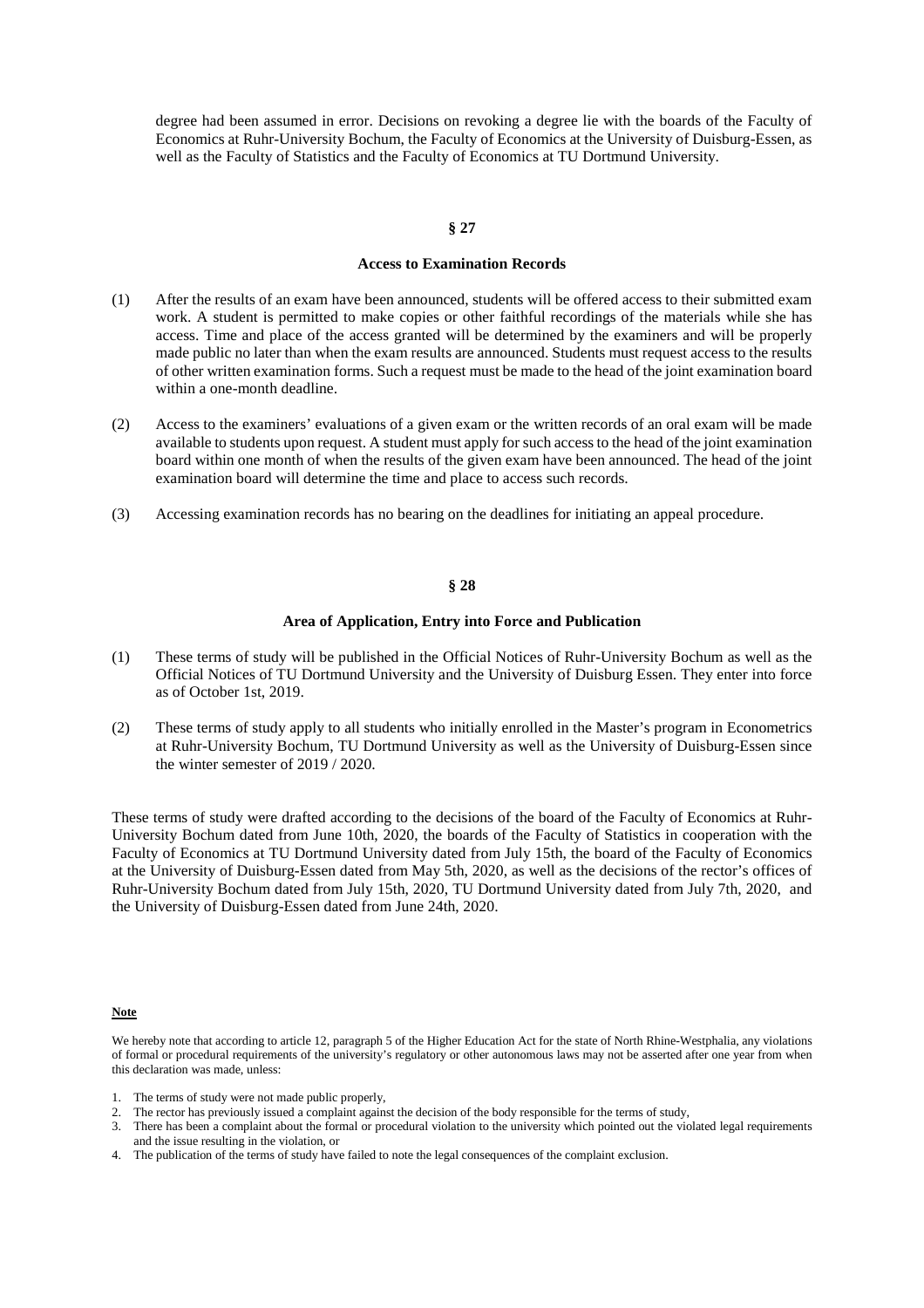degree had been assumed in error. Decisions on revoking a degree lie with the boards of the Faculty of Economics at Ruhr-University Bochum, the Faculty of Economics at the University of Duisburg-Essen, as well as the Faculty of Statistics and the Faculty of Economics at TU Dortmund University.

## § 27

### Access to Examination Records

(1) After the results of an exam have been announced, students will be offered access to their submitted exam work. A student is permitted to make copies or other faithful recordings of the materials while she has access. Time and place of the access granted will be determined by the examiners and will be properly made public no later than when the exam results are announced. Students must request access to the results of other written examination forms. Such a request must be made to the head of the joint examination board within a one-month deadline.

(2) Access to the examiners' evaluations of a given exam or the written records of an oral exam will be made available to students upon request. A student must apply for such access to the head of the joint examination board within one month of when the results of the given exam have been announced. The head of the joint examination board will determine the time and place to access such records.

(3) Accessing examination records has no bearing on the deadlines for initiating an appeal procedure.

## § 28

### Area of Application, Entry into Force and Publication

(1) These terms of study will be published in the Official Notices of Ruhr-University Bochum as well as the Official Notices of TU Dortmund University and the University of Duisburg Essen. They enter into force as of October 1st, 2019.

(2) These terms of study apply to all students who initially enrolled in the Master's program in Econometrics at Ruhr-University Bochum, TU Dortmund University as well as the University of Duisburg-Essen since the winter semester of 2019 / 2020.

These terms of study were drafted according to the decisions of the board of the Faculty of Economics at Ruhr-University Bochum dated from June 10th, 2020, the boards of the Faculty of Statistics in cooperation with the Faculty of Economics at TU Dortmund University dated from July 15th, the board of the Faculty of Economics at the University of Duisburg-Essen dated from May 5th, 2020, as well as the decisions of the rector's offices of Ruhr-University Bochum dated from July 15th, 2020, TU Dortmund University dated from July 7th, 2020, and the University of Duisburg-Essen dated from June 24th, 2020.

**Note**

We hereby note that according to article 12, paragraph 5 of the Higher Education Act for the state of North Rhine-Westphalia, any violations of formal or procedural requirements of the university's regulatory or other autonomous laws may not be asserted after one year from when this declaration was made, unless:

1. The terms of study were not made public properly,
2. The rector has previously issued a complaint against the decision of the body responsible for the terms of study,
3. There has been a complaint about the formal or procedural violation to the university which pointed out the violated legal requirements and the issue resulting in the violation, or
4. The publication of the terms of study have failed to note the legal consequences of the complaint exclusion.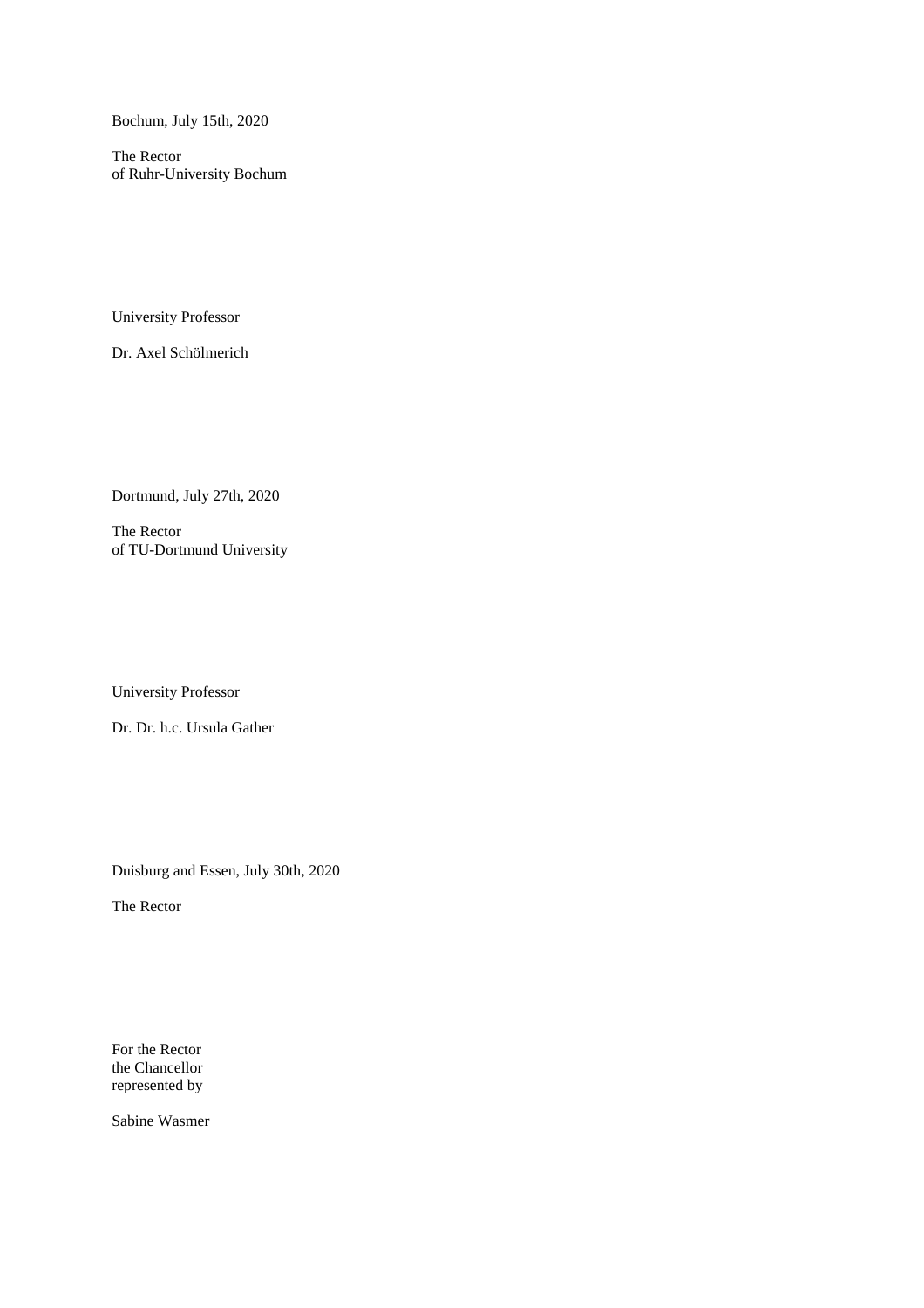Bochum, July 15th, 2020

The Rector
of Ruhr-University Bochum

University Professor

Dr. Axel Schölmerich

Dortmund, July 27th, 2020

The Rector
of TU-Dortmund University

University Professor

Dr. Dr. h.c. Ursula Gather

Duisburg and Essen, July 30th, 2020

The Rector

For the Rector
the Chancellor
represented by

Sabine Wasmer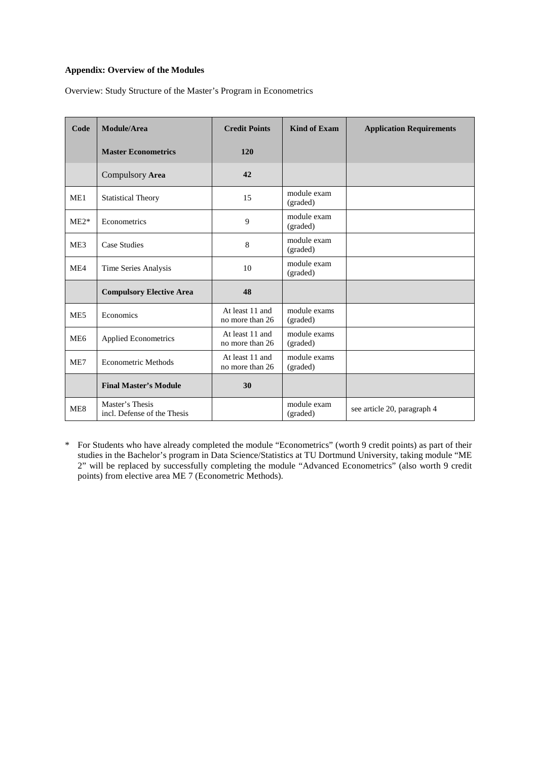**Appendix: Overview of the Modules**

Overview: Study Structure of the Master's Program in Econometrics

| Code | Module/Area | Credit Points | Kind of Exam | Application Requirements |
|---|---|---|---|---|
| | **Master Econometrics** | **120** | | |
| | Compulsory **Area** | **42** | | |
| ME1 | Statistical Theory | 15 | module exam (graded) | |
| ME2* | Econometrics | 9 | module exam (graded) | |
| ME3 | Case Studies | 8 | module exam (graded) | |
| ME4 | Time Series Analysis | 10 | module exam (graded) | |
| | **Compulsory Elective Area** | **48** | | |
| ME5 | Economics | At least 11 and no more than 26 | module exams (graded) | |
| ME6 | Applied Econometrics | At least 11 and no more than 26 | module exams (graded) | |
| ME7 | Econometric Methods | At least 11 and no more than 26 | module exams (graded) | |
| | **Final Master's Module** | **30** | | |
| ME8 | Master's Thesis incl. Defense of the Thesis | | module exam (graded) | see article 20, paragraph 4 |

\* For Students who have already completed the module "Econometrics" (worth 9 credit points) as part of their studies in the Bachelor's program in Data Science/Statistics at TU Dortmund University, taking module "ME 2" will be replaced by successfully completing the module "Advanced Econometrics" (also worth 9 credit points) from elective area ME 7 (Econometric Methods).